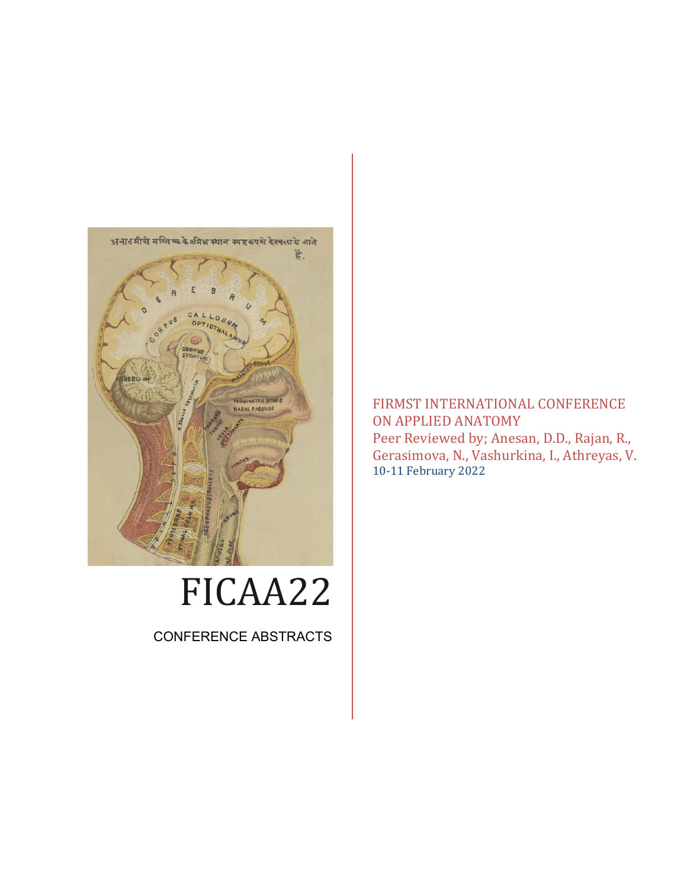# FICAA22

CONFERENCE ABSTRACTS

FIRMST INTERNATIONAL CONFERENCE ON APPLIED ANATOMY

Peer Reviewed by; Anesan, D.D., Rajan, R., Gerasimova, N., Vashurkina, I., Athreyas, V.

10-11 February 2022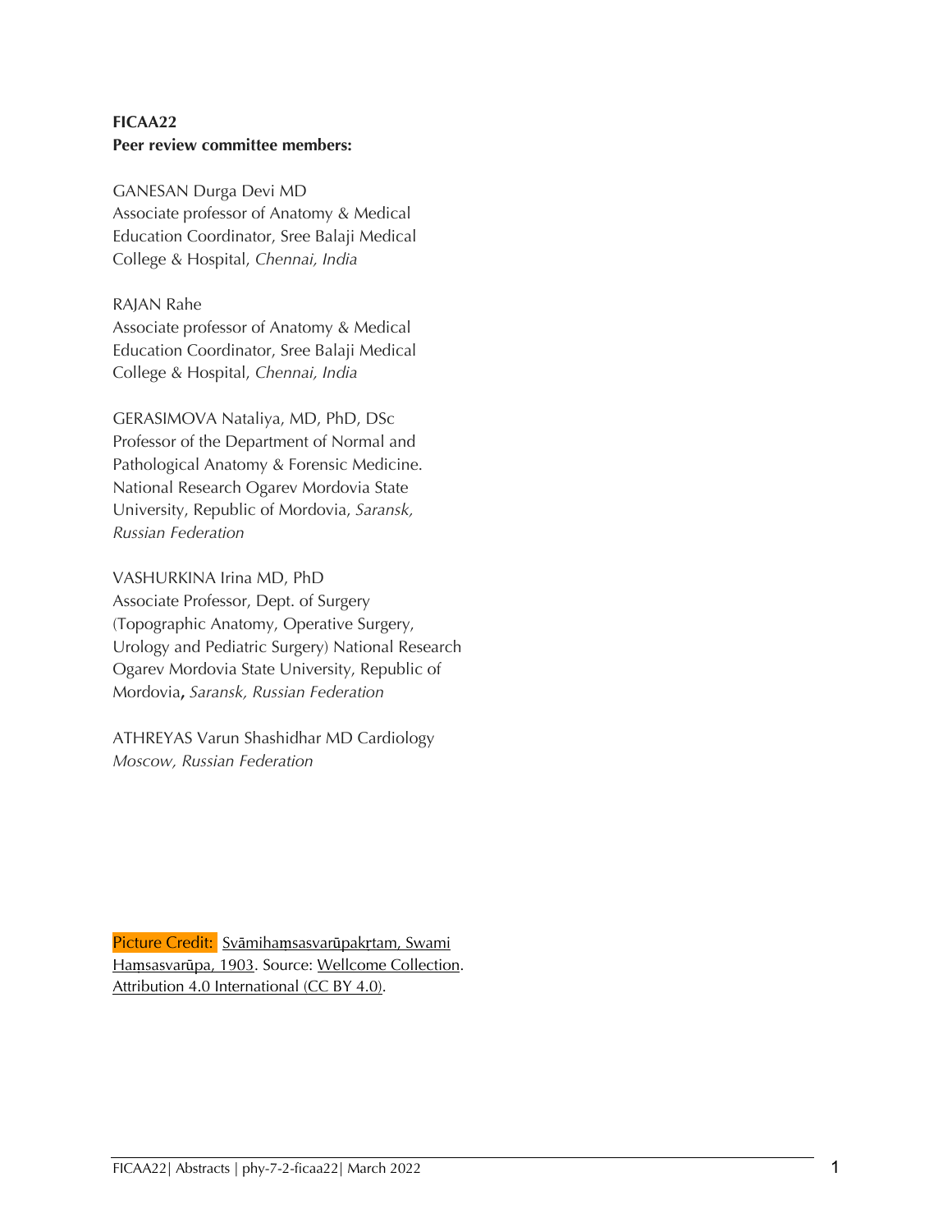**FICAA22**
**Peer review committee members:**

GANESAN Durga Devi MD
Associate professor of Anatomy & Medical Education Coordinator, Sree Balaji Medical College & Hospital, *Chennai, India*

RAJAN Rahe
Associate professor of Anatomy & Medical Education Coordinator, Sree Balaji Medical College & Hospital, *Chennai, India*

GERASIMOVA Nataliya, MD, PhD, DSc
Professor of the Department of Normal and Pathological Anatomy & Forensic Medicine. National Research Ogarev Mordovia State University, Republic of Mordovia, *Saransk, Russian Federation*

VASHURKINA Irina MD, PhD
Associate Professor, Dept. of Surgery (Topographic Anatomy, Operative Surgery, Urology and Pediatric Surgery) National Research Ogarev Mordovia State University, Republic of Mordovia**,** *Saransk, Russian Federation*

ATHREYAS Varun Shashidhar MD Cardiology
*Moscow, Russian Federation*

Picture Credit: Svāmihaṃsasvarūpakr̥tam, Swami Haṃsasvarūpa, 1903. Source: Wellcome Collection. Attribution 4.0 International (CC BY 4.0).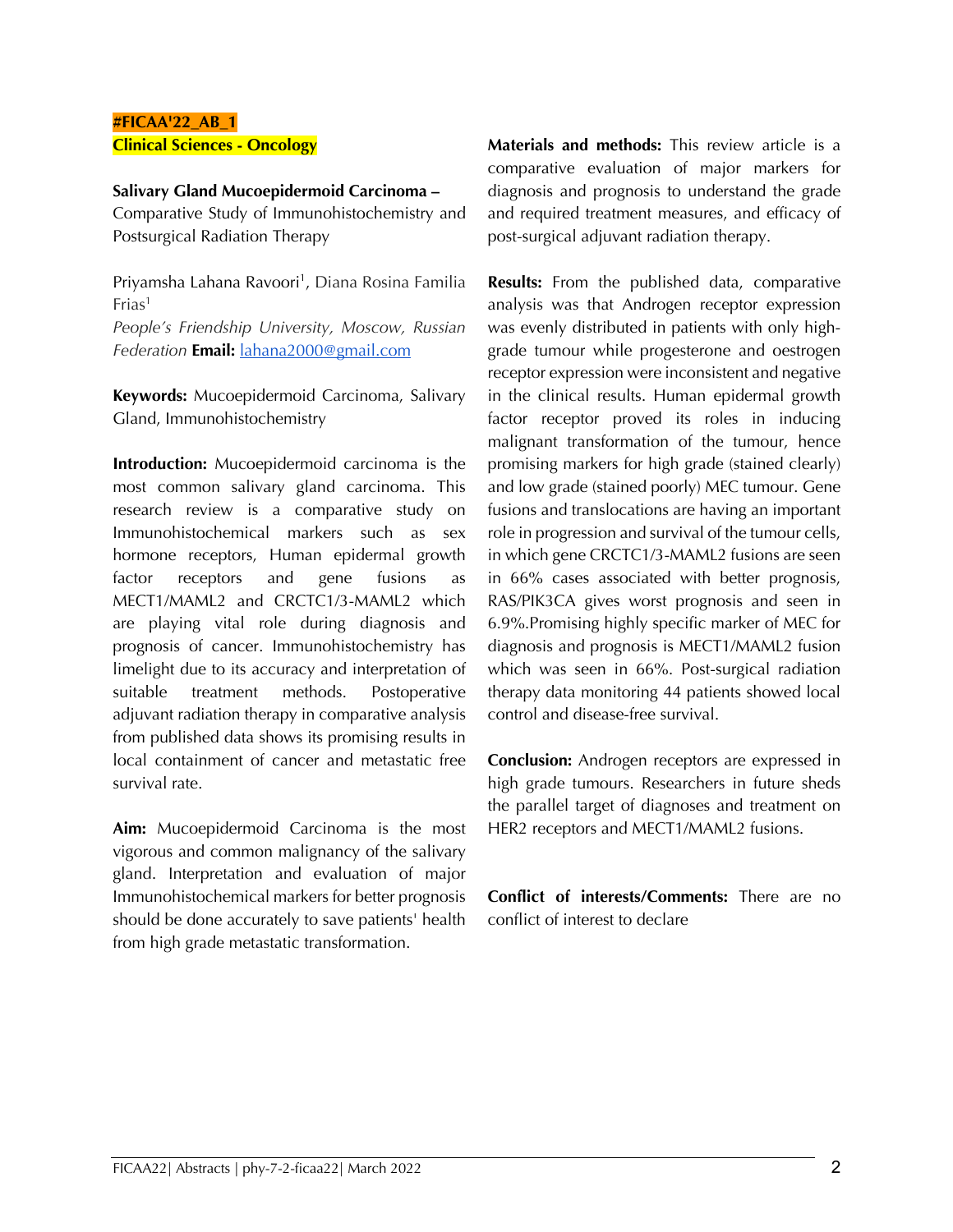**#FICAA'22_AB_1**

**Clinical Sciences - Oncology**

**Salivary Gland Mucoepidermoid Carcinoma –** Comparative Study of Immunohistochemistry and Postsurgical Radiation Therapy

Priyamsha Lahana Ravoori[1], Diana Rosina Familia Frias[1]

*People's Friendship University, Moscow, Russian Federation* **Email:** lahana2000@gmail.com

**Keywords:** Mucoepidermoid Carcinoma, Salivary Gland, Immunohistochemistry

**Introduction:** Mucoepidermoid carcinoma is the most common salivary gland carcinoma. This research review is a comparative study on Immunohistochemical markers such as sex hormone receptors, Human epidermal growth factor receptors and gene fusions as MECT1/MAML2 and CRCTC1/3-MAML2 which are playing vital role during diagnosis and prognosis of cancer. Immunohistochemistry has limelight due to its accuracy and interpretation of suitable treatment methods. Postoperative adjuvant radiation therapy in comparative analysis from published data shows its promising results in local containment of cancer and metastatic free survival rate.

**Aim:** Mucoepidermoid Carcinoma is the most vigorous and common malignancy of the salivary gland. Interpretation and evaluation of major Immunohistochemical markers for better prognosis should be done accurately to save patients' health from high grade metastatic transformation.

**Materials and methods:** This review article is a comparative evaluation of major markers for diagnosis and prognosis to understand the grade and required treatment measures, and efficacy of post-surgical adjuvant radiation therapy.

**Results:** From the published data, comparative analysis was that Androgen receptor expression was evenly distributed in patients with only high-grade tumour while progesterone and oestrogen receptor expression were inconsistent and negative in the clinical results. Human epidermal growth factor receptor proved its roles in inducing malignant transformation of the tumour, hence promising markers for high grade (stained clearly) and low grade (stained poorly) MEC tumour. Gene fusions and translocations are having an important role in progression and survival of the tumour cells, in which gene CRCTC1/3-MAML2 fusions are seen in 66% cases associated with better prognosis, RAS/PIK3CA gives worst prognosis and seen in 6.9%.Promising highly specific marker of MEC for diagnosis and prognosis is MECT1/MAML2 fusion which was seen in 66%. Post-surgical radiation therapy data monitoring 44 patients showed local control and disease-free survival.

**Conclusion:** Androgen receptors are expressed in high grade tumours. Researchers in future sheds the parallel target of diagnoses and treatment on HER2 receptors and MECT1/MAML2 fusions.

**Conflict of interests/Comments:** There are no conflict of interest to declare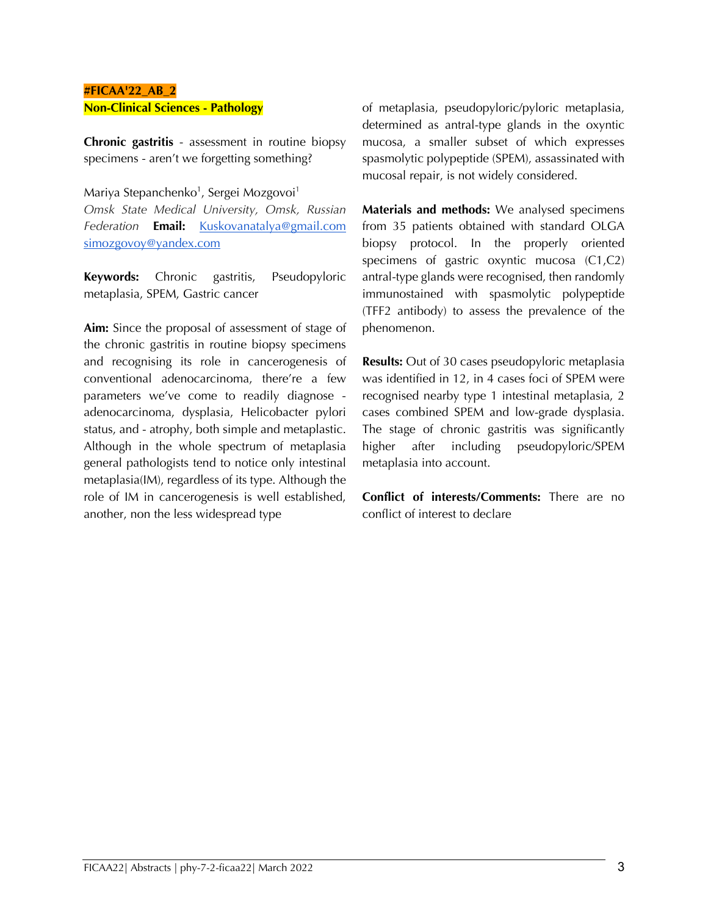**#FICAA'22_AB_2**

**Non-Clinical Sciences - Pathology**

**Chronic gastritis** - assessment in routine biopsy specimens - aren't we forgetting something?

Mariya Stepanchenko[1], Sergei Mozgovoi[1]

*Omsk State Medical University, Omsk, Russian Federation* **Email:** Kuskovanatalya@gmail.com simozgovoy@yandex.com

**Keywords:** Chronic gastritis, Pseudopyloric metaplasia, SPEM, Gastric cancer

**Aim:** Since the proposal of assessment of stage of the chronic gastritis in routine biopsy specimens and recognising its role in cancerogenesis of conventional adenocarcinoma, there're a few parameters we've come to readily diagnose - adenocarcinoma, dysplasia, Helicobacter pylori status, and - atrophy, both simple and metaplastic. Although in the whole spectrum of metaplasia general pathologists tend to notice only intestinal metaplasia(IM), regardless of its type. Although the role of IM in cancerogenesis is well established, another, non the less widespread type of metaplasia, pseudopyloric/pyloric metaplasia, determined as antral-type glands in the oxyntic mucosa, a smaller subset of which expresses spasmolytic polypeptide (SPEM), assassinated with mucosal repair, is not widely considered.

**Materials and methods:** We analysed specimens from 35 patients obtained with standard OLGA biopsy protocol. In the properly oriented specimens of gastric oxyntic mucosa (C1,C2) antral-type glands were recognised, then randomly immunostained with spasmolytic polypeptide (TFF2 antibody) to assess the prevalence of the phenomenon.

**Results:** Out of 30 cases pseudopyloric metaplasia was identified in 12, in 4 cases foci of SPEM were recognised nearby type 1 intestinal metaplasia, 2 cases combined SPEM and low-grade dysplasia. The stage of chronic gastritis was significantly higher after including pseudopyloric/SPEM metaplasia into account.

**Conflict of interests/Comments:** There are no conflict of interest to declare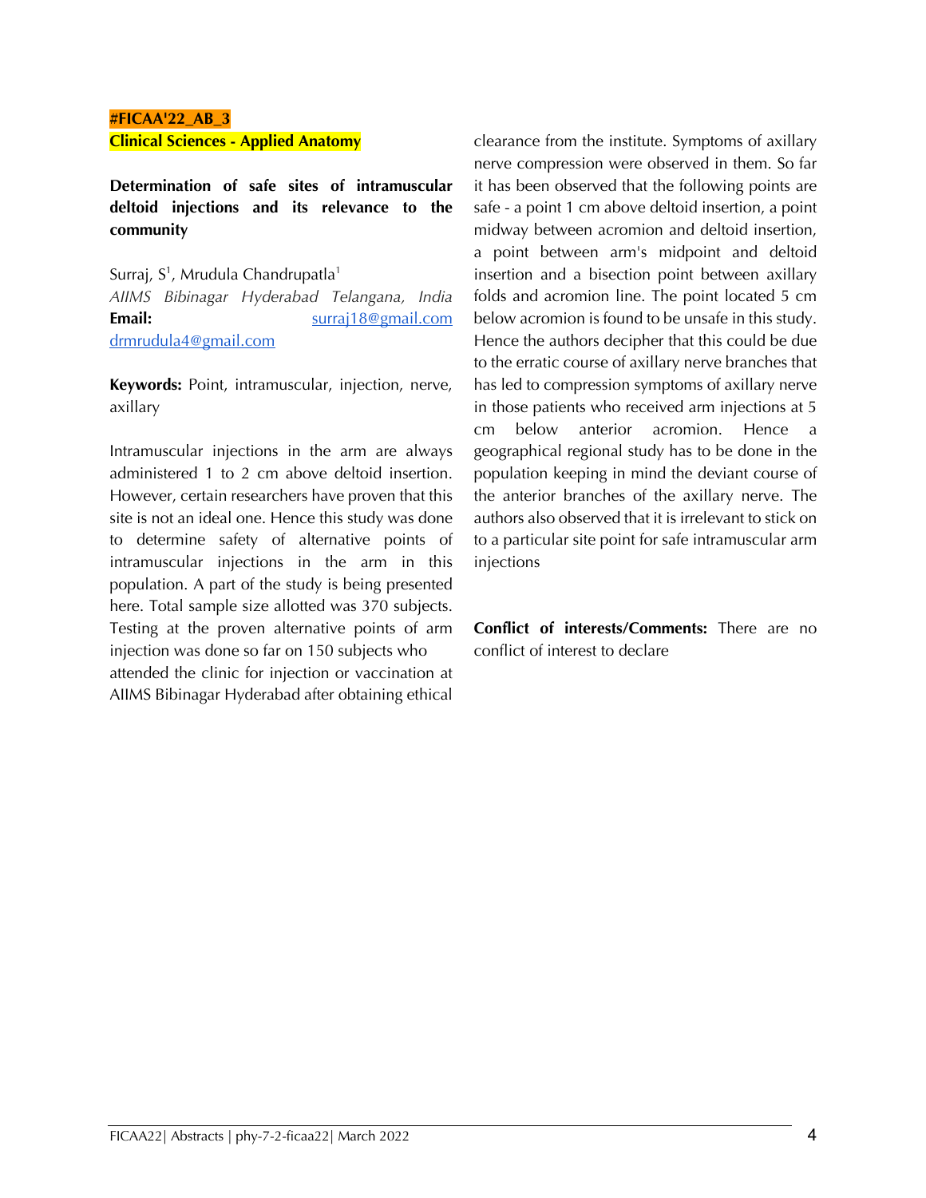**#FICAA'22_AB_3**

**Clinical Sciences - Applied Anatomy**

**Determination of safe sites of intramuscular deltoid injections and its relevance to the community**

Surraj, S[1], Mrudula Chandrupatla[1]

*AIIMS Bibinagar Hyderabad Telangana, India*

**Email:** surraj18@gmail.com drmrudula4@gmail.com

**Keywords:** Point, intramuscular, injection, nerve, axillary

Intramuscular injections in the arm are always administered 1 to 2 cm above deltoid insertion. However, certain researchers have proven that this site is not an ideal one. Hence this study was done to determine safety of alternative points of intramuscular injections in the arm in this population. A part of the study is being presented here. Total sample size allotted was 370 subjects. Testing at the proven alternative points of arm injection was done so far on 150 subjects who attended the clinic for injection or vaccination at AIIMS Bibinagar Hyderabad after obtaining ethical clearance from the institute. Symptoms of axillary nerve compression were observed in them. So far it has been observed that the following points are safe - a point 1 cm above deltoid insertion, a point midway between acromion and deltoid insertion, a point between arm's midpoint and deltoid insertion and a bisection point between axillary folds and acromion line. The point located 5 cm below acromion is found to be unsafe in this study. Hence the authors decipher that this could be due to the erratic course of axillary nerve branches that has led to compression symptoms of axillary nerve in those patients who received arm injections at 5 cm below anterior acromion. Hence a geographical regional study has to be done in the population keeping in mind the deviant course of the anterior branches of the axillary nerve. The authors also observed that it is irrelevant to stick on to a particular site point for safe intramuscular arm injections

**Conflict of interests/Comments:** There are no conflict of interest to declare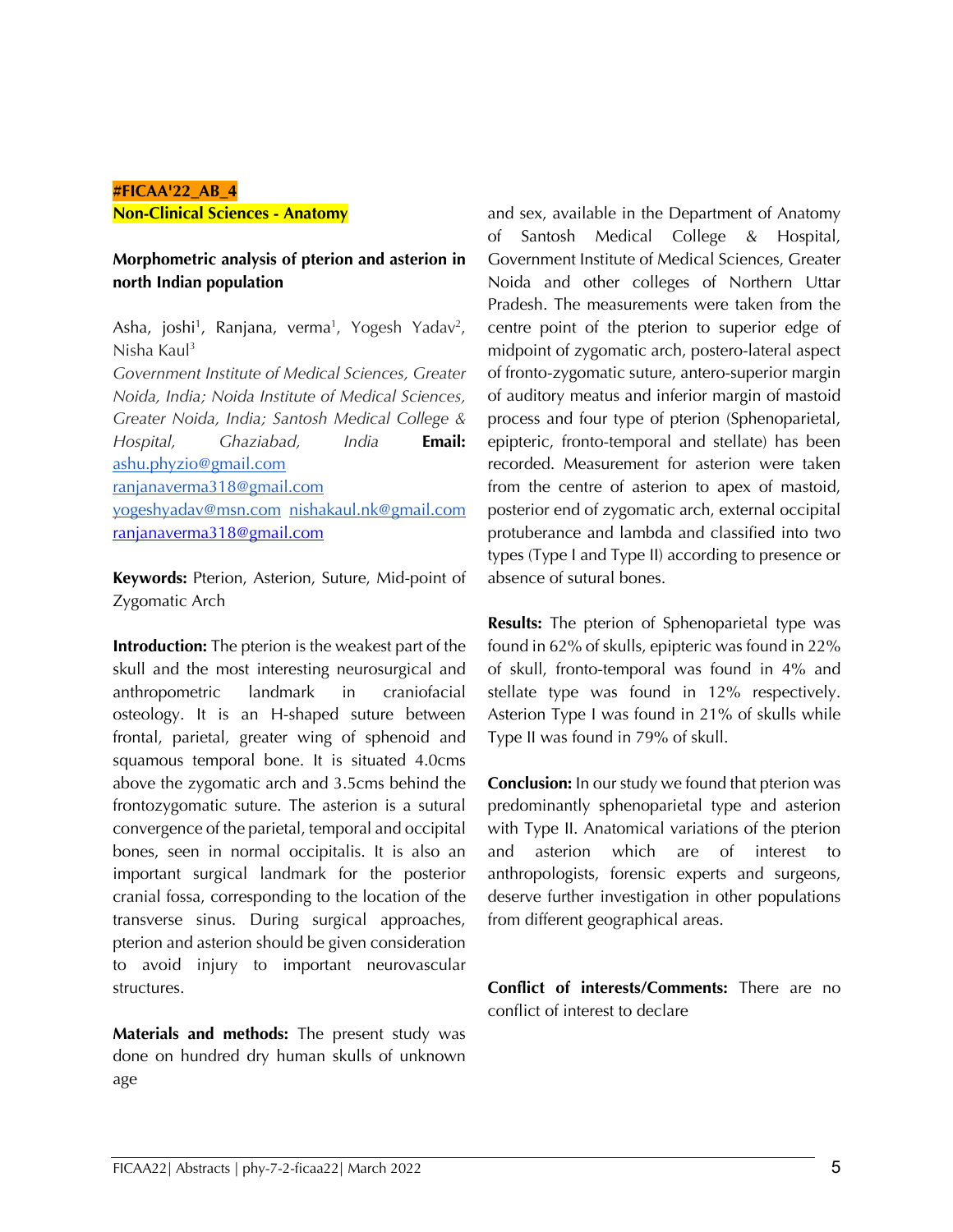**#FICAA'22_AB_4**

**Non-Clinical Sciences - Anatomy**

### Morphometric analysis of pterion and asterion in north Indian population

Asha, joshi[1], Ranjana, verma[1], Yogesh Yadav[2], Nisha Kaul[3]

*Government Institute of Medical Sciences, Greater Noida, India; Noida Institute of Medical Sciences, Greater Noida, India; Santosh Medical College & Hospital, Ghaziabad, India* **Email:** ashu.phyzio@gmail.com ranjanaverma318@gmail.com yogeshyadav@msn.com nishakaul.nk@gmail.com ranjanaverma318@gmail.com

**Keywords:** Pterion, Asterion, Suture, Mid-point of Zygomatic Arch

**Introduction:** The pterion is the weakest part of the skull and the most interesting neurosurgical and anthropometric landmark in craniofacial osteology. It is an H-shaped suture between frontal, parietal, greater wing of sphenoid and squamous temporal bone. It is situated 4.0cms above the zygomatic arch and 3.5cms behind the frontozygomatic suture. The asterion is a sutural convergence of the parietal, temporal and occipital bones, seen in normal occipitalis. It is also an important surgical landmark for the posterior cranial fossa, corresponding to the location of the transverse sinus. During surgical approaches, pterion and asterion should be given consideration to avoid injury to important neurovascular structures.

**Materials and methods:** The present study was done on hundred dry human skulls of unknown age and sex, available in the Department of Anatomy of Santosh Medical College & Hospital, Government Institute of Medical Sciences, Greater Noida and other colleges of Northern Uttar Pradesh. The measurements were taken from the centre point of the pterion to superior edge of midpoint of zygomatic arch, postero-lateral aspect of fronto-zygomatic suture, antero-superior margin of auditory meatus and inferior margin of mastoid process and four type of pterion (Sphenoparietal, epipteric, fronto-temporal and stellate) has been recorded. Measurement for asterion were taken from the centre of asterion to apex of mastoid, posterior end of zygomatic arch, external occipital protuberance and lambda and classified into two types (Type I and Type II) according to presence or absence of sutural bones.

**Results:** The pterion of Sphenoparietal type was found in 62% of skulls, epipteric was found in 22% of skull, fronto-temporal was found in 4% and stellate type was found in 12% respectively. Asterion Type I was found in 21% of skulls while Type II was found in 79% of skull.

**Conclusion:** In our study we found that pterion was predominantly sphenoparietal type and asterion with Type II. Anatomical variations of the pterion and asterion which are of interest to anthropologists, forensic experts and surgeons, deserve further investigation in other populations from different geographical areas.

**Conflict of interests/Comments:** There are no conflict of interest to declare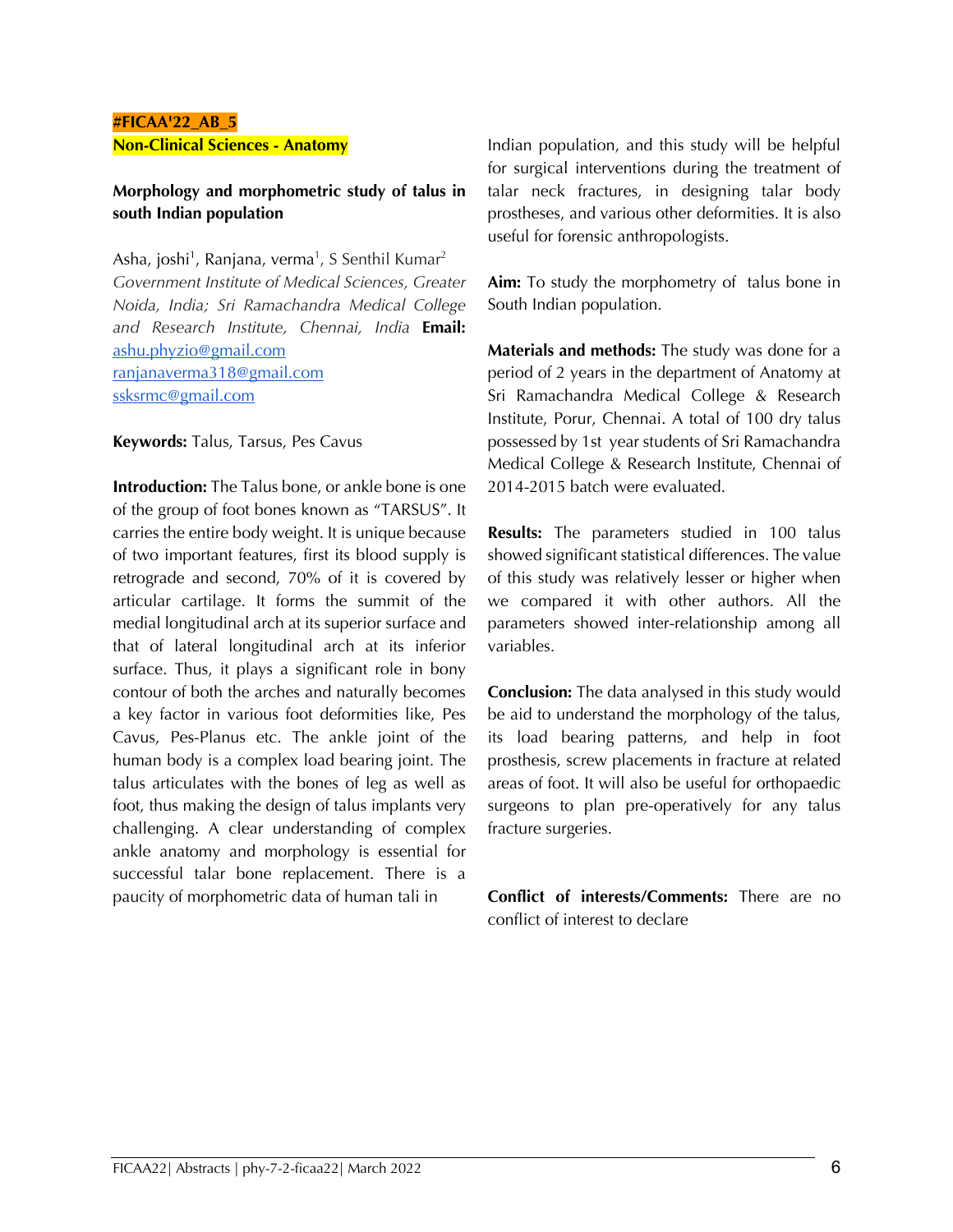**#FICAA'22_AB_5**

**Non-Clinical Sciences - Anatomy**

### Morphology and morphometric study of talus in south Indian population

Asha, joshi[1], Ranjana, verma[1], S Senthil Kumar[2]

*Government Institute of Medical Sciences, Greater Noida, India; Sri Ramachandra Medical College and Research Institute, Chennai, India* **Email:** ashu.phyzio@gmail.com ranjanaverma318@gmail.com ssksrmc@gmail.com

**Keywords:** Talus, Tarsus, Pes Cavus

**Introduction:** The Talus bone, or ankle bone is one of the group of foot bones known as "TARSUS". It carries the entire body weight. It is unique because of two important features, first its blood supply is retrograde and second, 70% of it is covered by articular cartilage. It forms the summit of the medial longitudinal arch at its superior surface and that of lateral longitudinal arch at its inferior surface. Thus, it plays a significant role in bony contour of both the arches and naturally becomes a key factor in various foot deformities like, Pes Cavus, Pes-Planus etc. The ankle joint of the human body is a complex load bearing joint. The talus articulates with the bones of leg as well as foot, thus making the design of talus implants very challenging. A clear understanding of complex ankle anatomy and morphology is essential for successful talar bone replacement. There is a paucity of morphometric data of human tali in Indian population, and this study will be helpful for surgical interventions during the treatment of talar neck fractures, in designing talar body prostheses, and various other deformities. It is also useful for forensic anthropologists.

**Aim:** To study the morphometry of talus bone in South Indian population.

**Materials and methods:** The study was done for a period of 2 years in the department of Anatomy at Sri Ramachandra Medical College & Research Institute, Porur, Chennai. A total of 100 dry talus possessed by 1st year students of Sri Ramachandra Medical College & Research Institute, Chennai of 2014-2015 batch were evaluated.

**Results:** The parameters studied in 100 talus showed significant statistical differences. The value of this study was relatively lesser or higher when we compared it with other authors. All the parameters showed inter-relationship among all variables.

**Conclusion:** The data analysed in this study would be aid to understand the morphology of the talus, its load bearing patterns, and help in foot prosthesis, screw placements in fracture at related areas of foot. It will also be useful for orthopaedic surgeons to plan pre-operatively for any talus fracture surgeries.

**Conflict of interests/Comments:** There are no conflict of interest to declare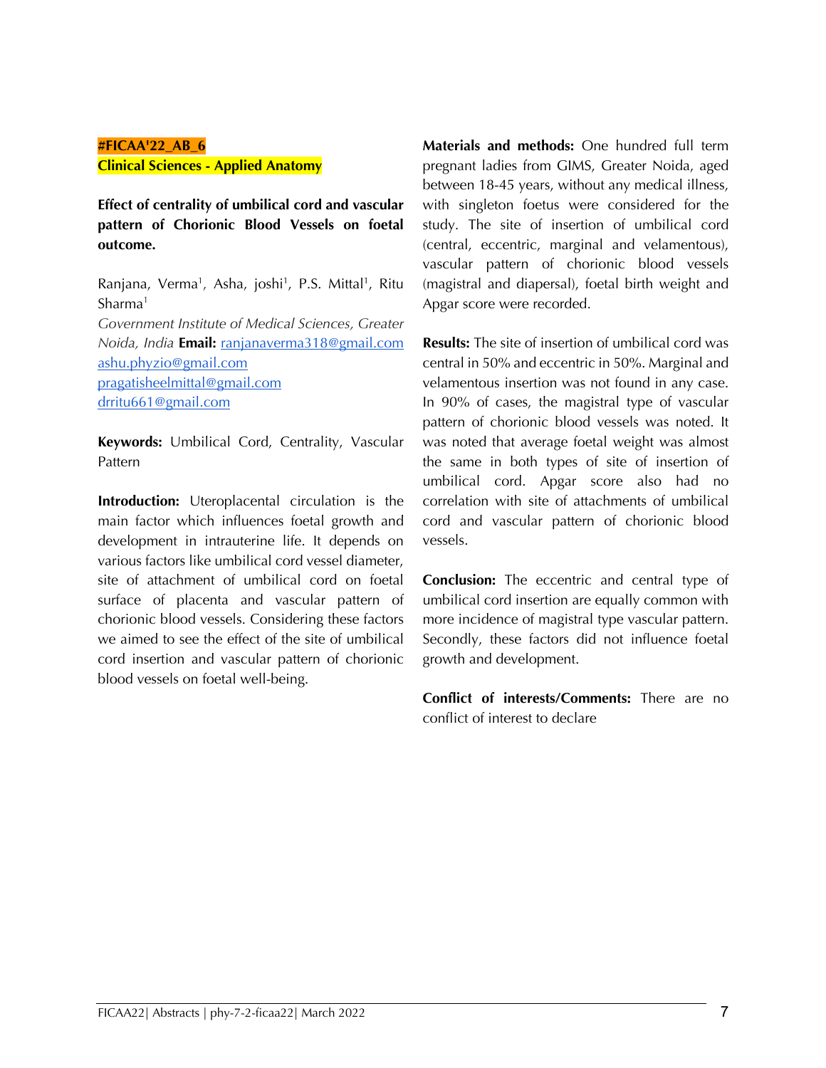**#FICAA'22_AB_6**
**Clinical Sciences - Applied Anatomy**

**Effect of centrality of umbilical cord and vascular pattern of Chorionic Blood Vessels on foetal outcome.**

Ranjana, Verma[1], Asha, joshi[1], P.S. Mittal[1], Ritu Sharma[1]

*Government Institute of Medical Sciences, Greater Noida, India* **Email:** ranjanaverma318@gmail.com ashu.phyzio@gmail.com pragatisheelmittal@gmail.com drritu661@gmail.com

**Keywords:** Umbilical Cord, Centrality, Vascular Pattern

**Introduction:** Uteroplacental circulation is the main factor which influences foetal growth and development in intrauterine life. It depends on various factors like umbilical cord vessel diameter, site of attachment of umbilical cord on foetal surface of placenta and vascular pattern of chorionic blood vessels. Considering these factors we aimed to see the effect of the site of umbilical cord insertion and vascular pattern of chorionic blood vessels on foetal well-being.

**Materials and methods:** One hundred full term pregnant ladies from GIMS, Greater Noida, aged between 18-45 years, without any medical illness, with singleton foetus were considered for the study. The site of insertion of umbilical cord (central, eccentric, marginal and velamentous), vascular pattern of chorionic blood vessels (magistral and diapersal), foetal birth weight and Apgar score were recorded.

**Results:** The site of insertion of umbilical cord was central in 50% and eccentric in 50%. Marginal and velamentous insertion was not found in any case. In 90% of cases, the magistral type of vascular pattern of chorionic blood vessels was noted. It was noted that average foetal weight was almost the same in both types of site of insertion of umbilical cord. Apgar score also had no correlation with site of attachments of umbilical cord and vascular pattern of chorionic blood vessels.

**Conclusion:** The eccentric and central type of umbilical cord insertion are equally common with more incidence of magistral type vascular pattern. Secondly, these factors did not influence foetal growth and development.

**Conflict of interests/Comments:** There are no conflict of interest to declare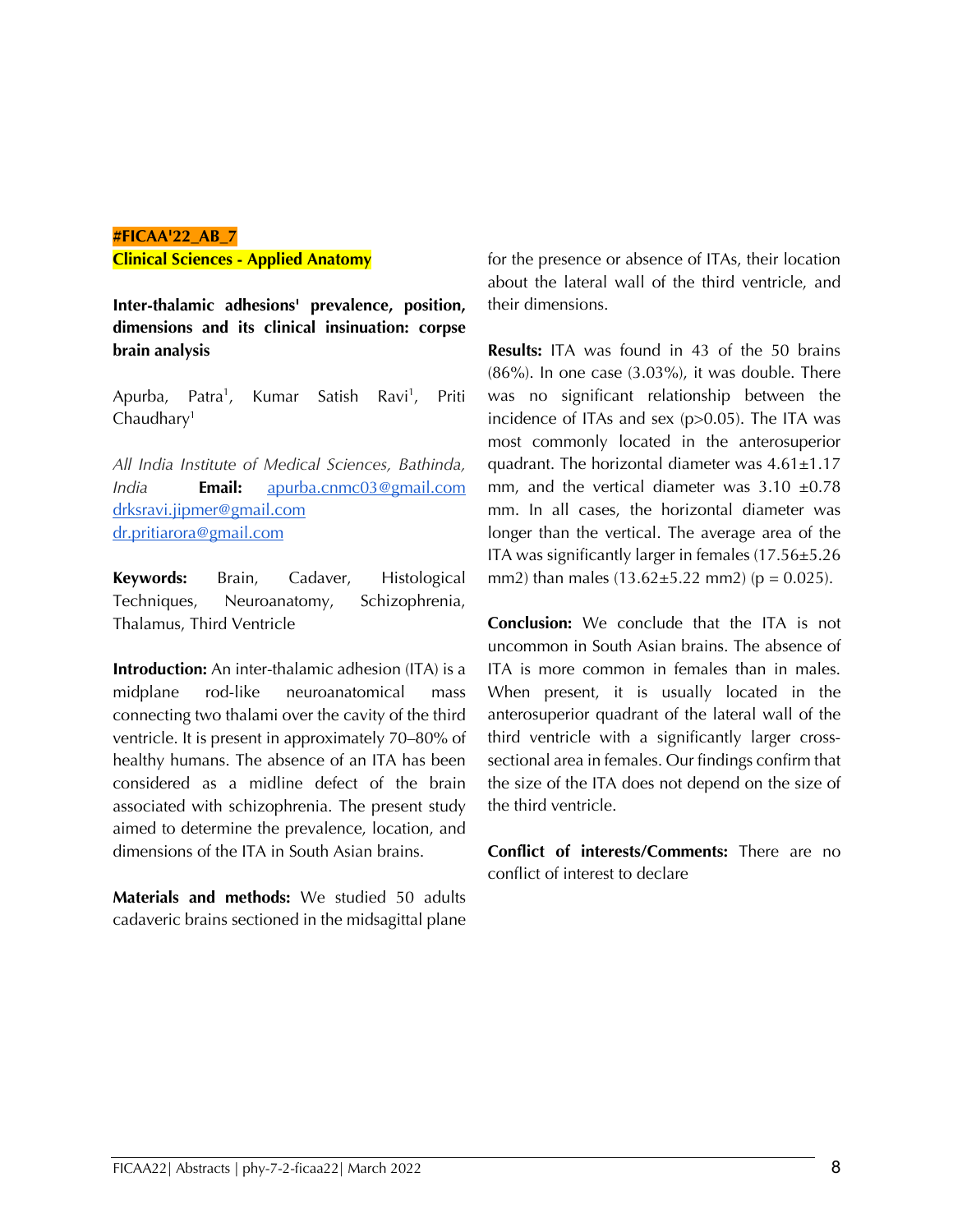**#FICAA'22_AB_7**

**Clinical Sciences - Applied Anatomy**

### Inter-thalamic adhesions' prevalence, position, dimensions and its clinical insinuation: corpse brain analysis

Apurba, Patra[1], Kumar Satish Ravi[1], Priti Chaudhary[1]

*All India Institute of Medical Sciences, Bathinda, India* **Email:** apurba.cnmc03@gmail.com drksravi.jipmer@gmail.com dr.pritiarora@gmail.com

**Keywords:** Brain, Cadaver, Histological Techniques, Neuroanatomy, Schizophrenia, Thalamus, Third Ventricle

**Introduction:** An inter-thalamic adhesion (ITA) is a midplane rod-like neuroanatomical mass connecting two thalami over the cavity of the third ventricle. It is present in approximately 70–80% of healthy humans. The absence of an ITA has been considered as a midline defect of the brain associated with schizophrenia. The present study aimed to determine the prevalence, location, and dimensions of the ITA in South Asian brains.

**Materials and methods:** We studied 50 adults cadaveric brains sectioned in the midsagittal plane for the presence or absence of ITAs, their location about the lateral wall of the third ventricle, and their dimensions.

**Results:** ITA was found in 43 of the 50 brains (86%). In one case (3.03%), it was double. There was no significant relationship between the incidence of ITAs and sex ($p>0.05$). The ITA was most commonly located in the anterosuperior quadrant. The horizontal diameter was $4.61\pm1.17$ mm, and the vertical diameter was $3.10\pm0.78$ mm. In all cases, the horizontal diameter was longer than the vertical. The average area of the ITA was significantly larger in females ($17.56\pm5.26$ mm2) than males ($13.62\pm5.22$ mm2) ($p = 0.025$).

**Conclusion:** We conclude that the ITA is not uncommon in South Asian brains. The absence of ITA is more common in females than in males. When present, it is usually located in the anterosuperior quadrant of the lateral wall of the third ventricle with a significantly larger cross-sectional area in females. Our findings confirm that the size of the ITA does not depend on the size of the third ventricle.

**Conflict of interests/Comments:** There are no conflict of interest to declare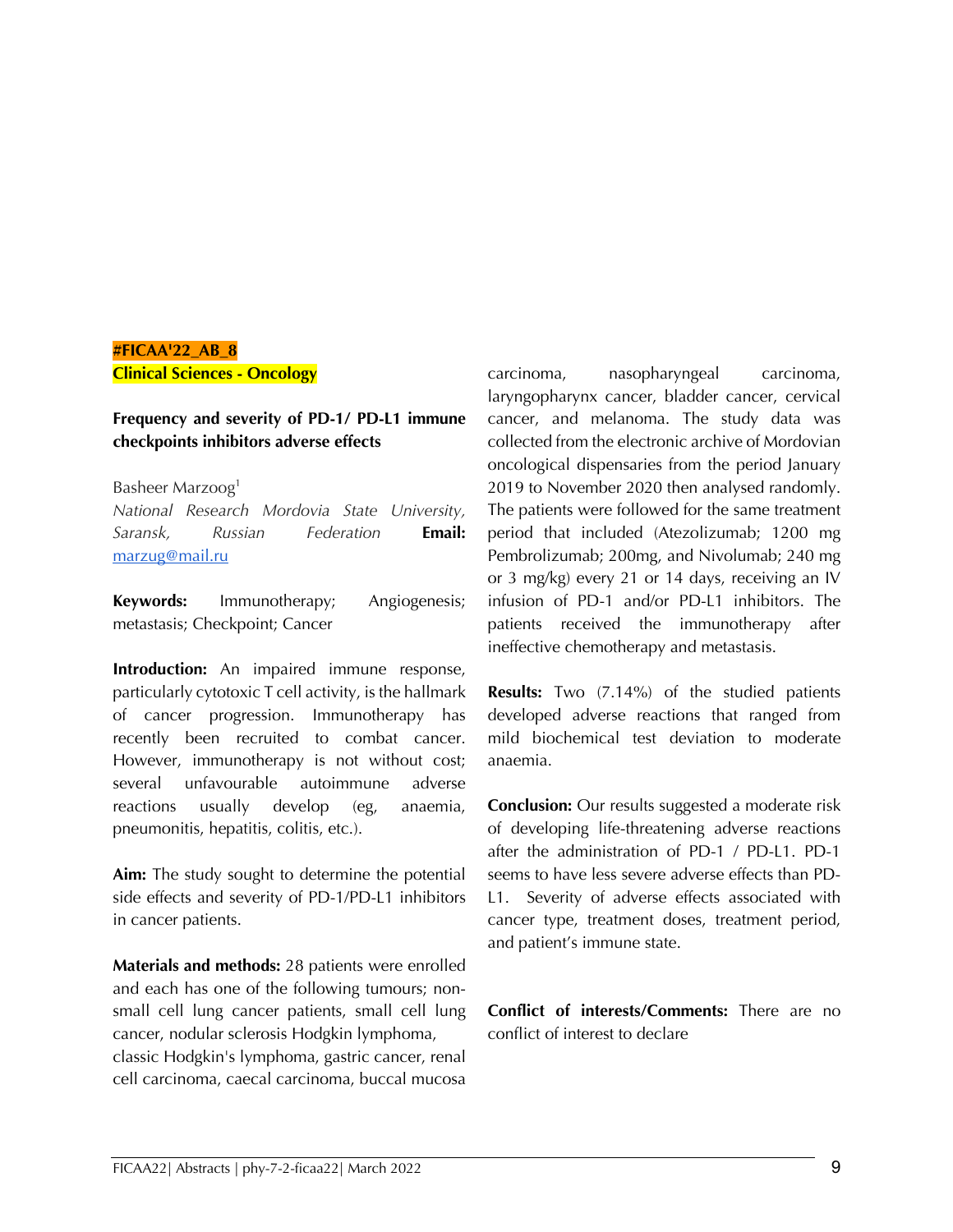**#FICAA'22_AB_8**

**Clinical Sciences - Oncology**

### Frequency and severity of PD-1/ PD-L1 immune checkpoints inhibitors adverse effects

Basheer Marzoog[1]

*National Research Mordovia State University, Saransk, Russian Federation* **Email:** marzug@mail.ru

**Keywords:** Immunotherapy; Angiogenesis; metastasis; Checkpoint; Cancer

**Introduction:** An impaired immune response, particularly cytotoxic T cell activity, is the hallmark of cancer progression. Immunotherapy has recently been recruited to combat cancer. However, immunotherapy is not without cost; several unfavourable autoimmune adverse reactions usually develop (eg, anaemia, pneumonitis, hepatitis, colitis, etc.).

**Aim:** The study sought to determine the potential side effects and severity of PD-1/PD-L1 inhibitors in cancer patients.

**Materials and methods:** 28 patients were enrolled and each has one of the following tumours; non-small cell lung cancer patients, small cell lung cancer, nodular sclerosis Hodgkin lymphoma, classic Hodgkin's lymphoma, gastric cancer, renal cell carcinoma, caecal carcinoma, buccal mucosa carcinoma, nasopharyngeal carcinoma, laryngopharynx cancer, bladder cancer, cervical cancer, and melanoma. The study data was collected from the electronic archive of Mordovian oncological dispensaries from the period January 2019 to November 2020 then analysed randomly. The patients were followed for the same treatment period that included (Atezolizumab; 1200 mg Pembrolizumab; 200mg, and Nivolumab; 240 mg or 3 mg/kg) every 21 or 14 days, receiving an IV infusion of PD-1 and/or PD-L1 inhibitors. The patients received the immunotherapy after ineffective chemotherapy and metastasis.

**Results:** Two (7.14%) of the studied patients developed adverse reactions that ranged from mild biochemical test deviation to moderate anaemia.

**Conclusion:** Our results suggested a moderate risk of developing life-threatening adverse reactions after the administration of PD-1 / PD-L1. PD-1 seems to have less severe adverse effects than PD-L1. Severity of adverse effects associated with cancer type, treatment doses, treatment period, and patient's immune state.

**Conflict of interests/Comments:** There are no conflict of interest to declare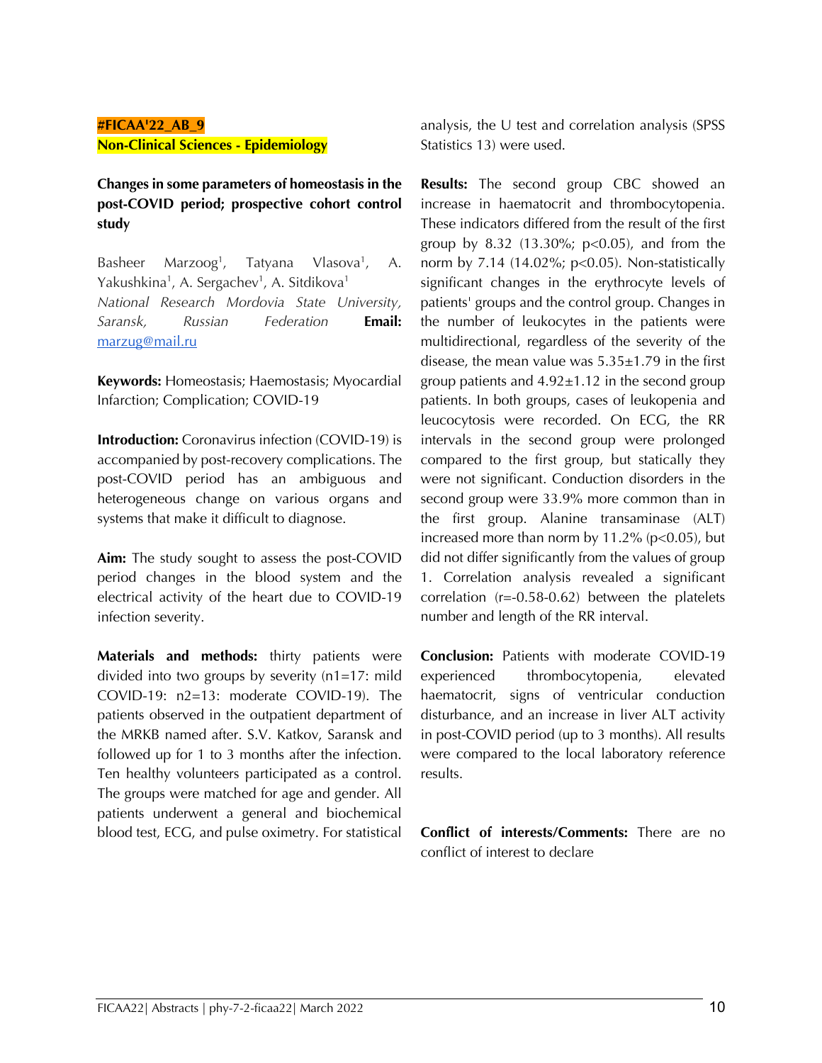**#FICAA'22_AB_9**

**Non-Clinical Sciences - Epidemiology**

### Changes in some parameters of homeostasis in the post-COVID period; prospective cohort control study

Basheer Marzoog[1], Tatyana Vlasova[1], A. Yakushkina[1], A. Sergachev[1], A. Sitdikova[1]

*National Research Mordovia State University, Saransk, Russian Federation* **Email:** marzug@mail.ru

**Keywords:** Homeostasis; Haemostasis; Myocardial Infarction; Complication; COVID-19

**Introduction:** Coronavirus infection (COVID-19) is accompanied by post-recovery complications. The post-COVID period has an ambiguous and heterogeneous change on various organs and systems that make it difficult to diagnose.

**Aim:** The study sought to assess the post-COVID period changes in the blood system and the electrical activity of the heart due to COVID-19 infection severity.

**Materials and methods:** thirty patients were divided into two groups by severity (n1=17: mild COVID-19: n2=13: moderate COVID-19). The patients observed in the outpatient department of the MRKB named after. S.V. Katkov, Saransk and followed up for 1 to 3 months after the infection. Ten healthy volunteers participated as a control. The groups were matched for age and gender. All patients underwent a general and biochemical blood test, ECG, and pulse oximetry. For statistical analysis, the U test and correlation analysis (SPSS Statistics 13) were used.

**Results:** The second group CBC showed an increase in haematocrit and thrombocytopenia. These indicators differed from the result of the first group by 8.32 (13.30%; $p<0.05$), and from the norm by 7.14 (14.02%; $p<0.05$). Non-statistically significant changes in the erythrocyte levels of patients' groups and the control group. Changes in the number of leukocytes in the patients were multidirectional, regardless of the severity of the disease, the mean value was 5.35±1.79 in the first group patients and 4.92±1.12 in the second group patients. In both groups, cases of leukopenia and leucocytosis were recorded. On ECG, the RR intervals in the second group were prolonged compared to the first group, but statically they were not significant. Conduction disorders in the second group were 33.9% more common than in the first group. Alanine transaminase (ALT) increased more than norm by 11.2% ($p<0.05$), but did not differ significantly from the values of group 1. Correlation analysis revealed a significant correlation ($r=-0.58-0.62$) between the platelets number and length of the RR interval.

**Conclusion:** Patients with moderate COVID-19 experienced thrombocytopenia, elevated haematocrit, signs of ventricular conduction disturbance, and an increase in liver ALT activity in post-COVID period (up to 3 months). All results were compared to the local laboratory reference results.

**Conflict of interests/Comments:** There are no conflict of interest to declare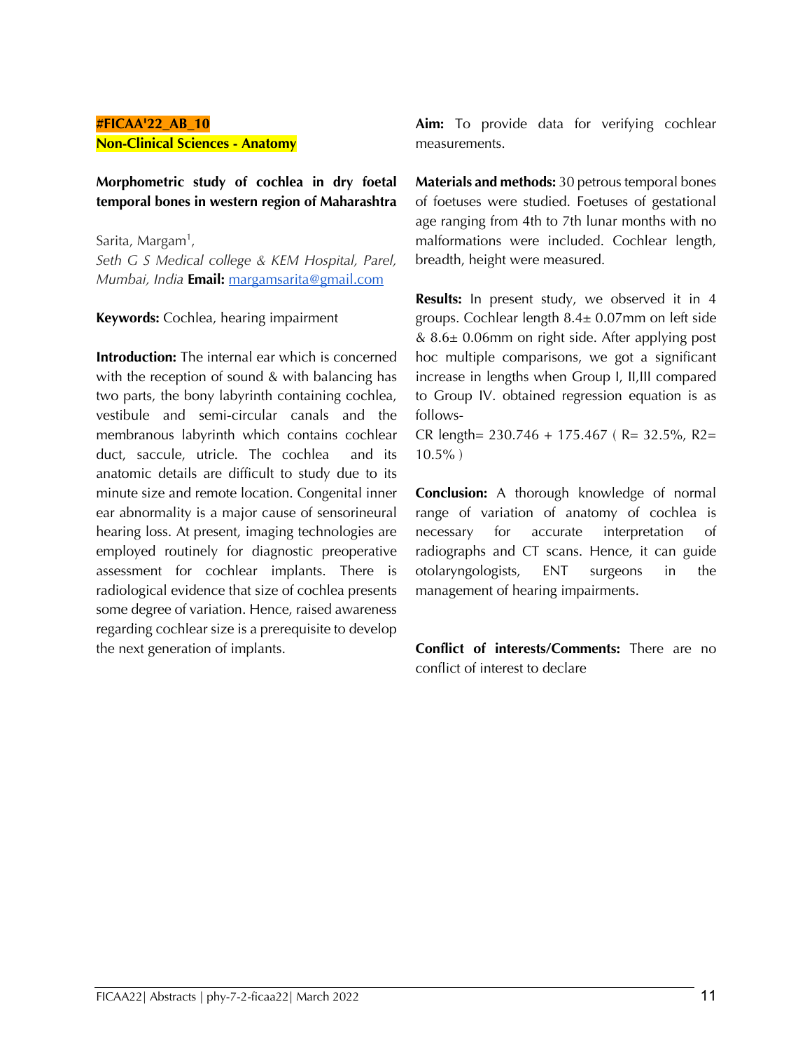**#FICAA'22_AB_10**

**Non-Clinical Sciences - Anatomy**

### Morphometric study of cochlea in dry foetal temporal bones in western region of Maharashtra

Sarita, Margam[1],

*Seth G S Medical college & KEM Hospital, Parel, Mumbai, India* **Email:** margamsarita@gmail.com

**Keywords:** Cochlea, hearing impairment

**Introduction:** The internal ear which is concerned with the reception of sound & with balancing has two parts, the bony labyrinth containing cochlea, vestibule and semi-circular canals and the membranous labyrinth which contains cochlear duct, saccule, utricle. The cochlea and its anatomic details are difficult to study due to its minute size and remote location. Congenital inner ear abnormality is a major cause of sensorineural hearing loss. At present, imaging technologies are employed routinely for diagnostic preoperative assessment for cochlear implants. There is radiological evidence that size of cochlea presents some degree of variation. Hence, raised awareness regarding cochlear size is a prerequisite to develop the next generation of implants.

**Aim:** To provide data for verifying cochlear measurements.

**Materials and methods:** 30 petrous temporal bones of foetuses were studied. Foetuses of gestational age ranging from 4th to 7th lunar months with no malformations were included. Cochlear length, breadth, height were measured.

**Results:** In present study, we observed it in 4 groups. Cochlear length 8.4± 0.07mm on left side & 8.6± 0.06mm on right side. After applying post hoc multiple comparisons, we got a significant increase in lengths when Group I, II,III compared to Group IV. obtained regression equation is as follows-

CR length= 230.746 + 175.467 ( R= 32.5%, $R^2$= 10.5% )

**Conclusion:** A thorough knowledge of normal range of variation of anatomy of cochlea is necessary for accurate interpretation of radiographs and CT scans. Hence, it can guide otolaryngologists, ENT surgeons in the management of hearing impairments.

**Conflict of interests/Comments:** There are no conflict of interest to declare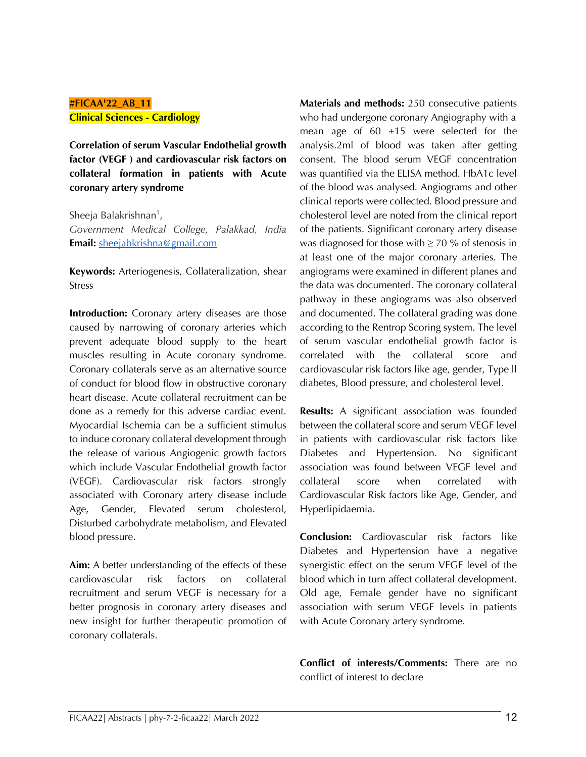**#FICAA'22_AB_11**

**Clinical Sciences - Cardiology**

## Correlation of serum Vascular Endothelial growth factor (VEGF ) and cardiovascular risk factors on collateral formation in patients with Acute coronary artery syndrome

Sheeja Balakrishnan[1],

*Government Medical College, Palakkad, India*

**Email:** sheejabkrishna@gmail.com

**Keywords:** Arteriogenesis, Collateralization, shear Stress

**Introduction:** Coronary artery diseases are those caused by narrowing of coronary arteries which prevent adequate blood supply to the heart muscles resulting in Acute coronary syndrome. Coronary collaterals serve as an alternative source of conduct for blood flow in obstructive coronary heart disease. Acute collateral recruitment can be done as a remedy for this adverse cardiac event. Myocardial Ischemia can be a sufficient stimulus to induce coronary collateral development through the release of various Angiogenic growth factors which include Vascular Endothelial growth factor (VEGF). Cardiovascular risk factors strongly associated with Coronary artery disease include Age, Gender, Elevated serum cholesterol, Disturbed carbohydrate metabolism, and Elevated blood pressure.

**Aim:** A better understanding of the effects of these cardiovascular risk factors on collateral recruitment and serum VEGF is necessary for a better prognosis in coronary artery diseases and new insight for further therapeutic promotion of coronary collaterals.

**Materials and methods:** 250 consecutive patients who had undergone coronary Angiography with a mean age of 60 ±15 were selected for the analysis.2ml of blood was taken after getting consent. The blood serum VEGF concentration was quantified via the ELISA method. HbA1c level of the blood was analysed. Angiograms and other clinical reports were collected. Blood pressure and cholesterol level are noted from the clinical report of the patients. Significant coronary artery disease was diagnosed for those with ≥ 70 % of stenosis in at least one of the major coronary arteries. The angiograms were examined in different planes and the data was documented. The coronary collateral pathway in these angiograms was also observed and documented. The collateral grading was done according to the Rentrop Scoring system. The level of serum vascular endothelial growth factor is correlated with the collateral score and cardiovascular risk factors like age, gender, Type ll diabetes, Blood pressure, and cholesterol level.

**Results:** A significant association was founded between the collateral score and serum VEGF level in patients with cardiovascular risk factors like Diabetes and Hypertension. No significant association was found between VEGF level and collateral score when correlated with Cardiovascular Risk factors like Age, Gender, and Hyperlipidaemia.

**Conclusion:** Cardiovascular risk factors like Diabetes and Hypertension have a negative synergistic effect on the serum VEGF level of the blood which in turn affect collateral development. Old age, Female gender have no significant association with serum VEGF levels in patients with Acute Coronary artery syndrome.

**Conflict of interests/Comments:** There are no conflict of interest to declare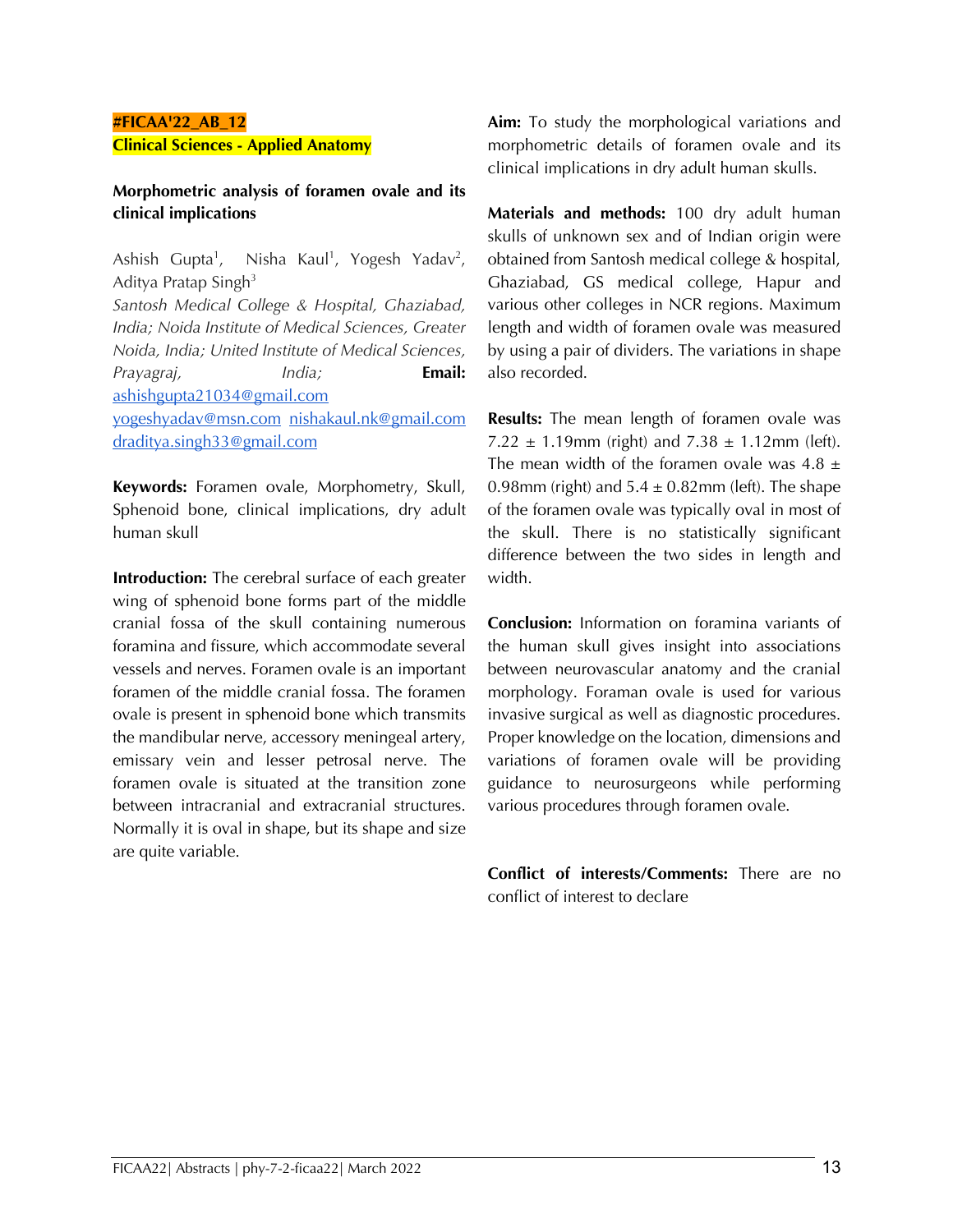**#FICAA'22_AB_12**

**Clinical Sciences - Applied Anatomy**

## Morphometric analysis of foramen ovale and its clinical implications

Ashish Gupta[1], Nisha Kaul[1], Yogesh Yadav[2], Aditya Pratap Singh[3]

*Santosh Medical College & Hospital, Ghaziabad, India; Noida Institute of Medical Sciences, Greater Noida, India; United Institute of Medical Sciences, Prayagraj, India;* **Email:** ashishgupta21034@gmail.com yogeshyadav@msn.com nishakaul.nk@gmail.com draditya.singh33@gmail.com

**Keywords:** Foramen ovale, Morphometry, Skull, Sphenoid bone, clinical implications, dry adult human skull

**Introduction:** The cerebral surface of each greater wing of sphenoid bone forms part of the middle cranial fossa of the skull containing numerous foramina and fissure, which accommodate several vessels and nerves. Foramen ovale is an important foramen of the middle cranial fossa. The foramen ovale is present in sphenoid bone which transmits the mandibular nerve, accessory meningeal artery, emissary vein and lesser petrosal nerve. The foramen ovale is situated at the transition zone between intracranial and extracranial structures. Normally it is oval in shape, but its shape and size are quite variable.

**Aim:** To study the morphological variations and morphometric details of foramen ovale and its clinical implications in dry adult human skulls.

**Materials and methods:** 100 dry adult human skulls of unknown sex and of Indian origin were obtained from Santosh medical college & hospital, Ghaziabad, GS medical college, Hapur and various other colleges in NCR regions. Maximum length and width of foramen ovale was measured by using a pair of dividers. The variations in shape also recorded.

**Results:** The mean length of foramen ovale was $7.22 \pm 1.19$mm (right) and $7.38 \pm 1.12$mm (left). The mean width of the foramen ovale was $4.8 \pm 0.98$mm (right) and $5.4 \pm 0.82$mm (left). The shape of the foramen ovale was typically oval in most of the skull. There is no statistically significant difference between the two sides in length and width.

**Conclusion:** Information on foramina variants of the human skull gives insight into associations between neurovascular anatomy and the cranial morphology. Foraman ovale is used for various invasive surgical as well as diagnostic procedures. Proper knowledge on the location, dimensions and variations of foramen ovale will be providing guidance to neurosurgeons while performing various procedures through foramen ovale.

**Conflict of interests/Comments:** There are no conflict of interest to declare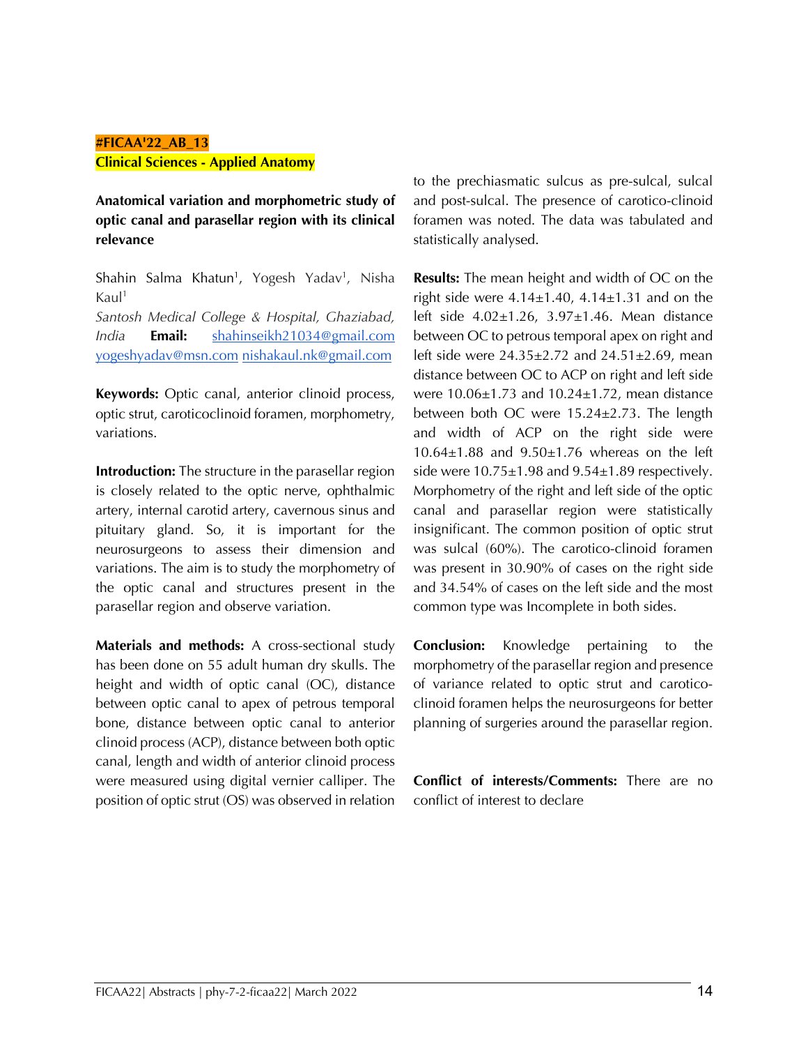**#FICAA'22_AB_13**

**Clinical Sciences - Applied Anatomy**

### Anatomical variation and morphometric study of optic canal and parasellar region with its clinical relevance

Shahin Salma Khatun[1], Yogesh Yadav[1], Nisha Kaul[1]

*Santosh Medical College & Hospital, Ghaziabad, India* **Email:** shahinseikh21034@gmail.com yogeshyadav@msn.com nishakaul.nk@gmail.com

**Keywords:** Optic canal, anterior clinoid process, optic strut, caroticoclinoid foramen, morphometry, variations.

**Introduction:** The structure in the parasellar region is closely related to the optic nerve, ophthalmic artery, internal carotid artery, cavernous sinus and pituitary gland. So, it is important for the neurosurgeons to assess their dimension and variations. The aim is to study the morphometry of the optic canal and structures present in the parasellar region and observe variation.

**Materials and methods:** A cross-sectional study has been done on 55 adult human dry skulls. The height and width of optic canal (OC), distance between optic canal to apex of petrous temporal bone, distance between optic canal to anterior clinoid process (ACP), distance between both optic canal, length and width of anterior clinoid process were measured using digital vernier calliper. The position of optic strut (OS) was observed in relation to the prechiasmatic sulcus as pre-sulcal, sulcal and post-sulcal. The presence of carotico-clinoid foramen was noted. The data was tabulated and statistically analysed.

**Results:** The mean height and width of OC on the right side were 4.14±1.40, 4.14±1.31 and on the left side 4.02±1.26, 3.97±1.46. Mean distance between OC to petrous temporal apex on right and left side were 24.35±2.72 and 24.51±2.69, mean distance between OC to ACP on right and left side were 10.06±1.73 and 10.24±1.72, mean distance between both OC were 15.24±2.73. The length and width of ACP on the right side were 10.64±1.88 and 9.50±1.76 whereas on the left side were 10.75±1.98 and 9.54±1.89 respectively. Morphometry of the right and left side of the optic canal and parasellar region were statistically insignificant. The common position of optic strut was sulcal (60%). The carotico-clinoid foramen was present in 30.90% of cases on the right side and 34.54% of cases on the left side and the most common type was Incomplete in both sides.

**Conclusion:** Knowledge pertaining to the morphometry of the parasellar region and presence of variance related to optic strut and carotico-clinoid foramen helps the neurosurgeons for better planning of surgeries around the parasellar region.

**Conflict of interests/Comments:** There are no conflict of interest to declare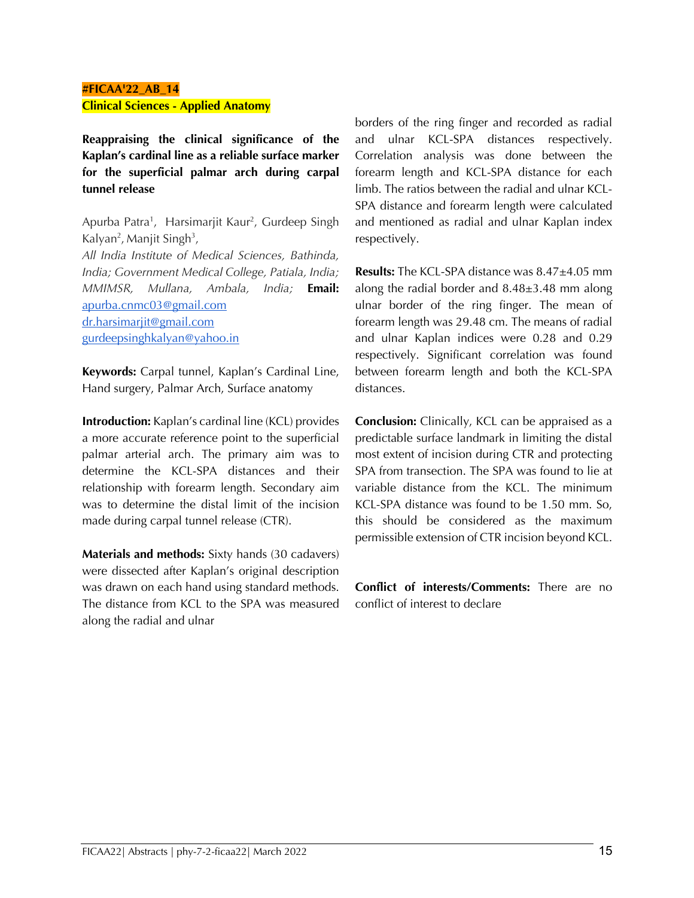**#FICAA'22_AB_14**

**Clinical Sciences - Applied Anatomy**

**Reappraising the clinical significance of the Kaplan's cardinal line as a reliable surface marker for the superficial palmar arch during carpal tunnel release**

Apurba Patra[1], Harsimarjit Kaur[2], Gurdeep Singh Kalyan[2], Manjit Singh[3],

*All India Institute of Medical Sciences, Bathinda, India; Government Medical College, Patiala, India; MMIMSR, Mullana, Ambala, India;* **Email:** apurba.cnmc03@gmail.com dr.harsimarjit@gmail.com gurdeepsinghkalyan@yahoo.in

**Keywords:** Carpal tunnel, Kaplan's Cardinal Line, Hand surgery, Palmar Arch, Surface anatomy

**Introduction:** Kaplan's cardinal line (KCL) provides a more accurate reference point to the superficial palmar arterial arch. The primary aim was to determine the KCL-SPA distances and their relationship with forearm length. Secondary aim was to determine the distal limit of the incision made during carpal tunnel release (CTR).

**Materials and methods:** Sixty hands (30 cadavers) were dissected after Kaplan's original description was drawn on each hand using standard methods. The distance from KCL to the SPA was measured along the radial and ulnar borders of the ring finger and recorded as radial and ulnar KCL-SPA distances respectively. Correlation analysis was done between the forearm length and KCL-SPA distance for each limb. The ratios between the radial and ulnar KCL-SPA distance and forearm length were calculated and mentioned as radial and ulnar Kaplan index respectively.

**Results:** The KCL-SPA distance was 8.47±4.05 mm along the radial border and 8.48±3.48 mm along ulnar border of the ring finger. The mean of forearm length was 29.48 cm. The means of radial and ulnar Kaplan indices were 0.28 and 0.29 respectively. Significant correlation was found between forearm length and both the KCL-SPA distances.

**Conclusion:** Clinically, KCL can be appraised as a predictable surface landmark in limiting the distal most extent of incision during CTR and protecting SPA from transection. The SPA was found to lie at variable distance from the KCL. The minimum KCL-SPA distance was found to be 1.50 mm. So, this should be considered as the maximum permissible extension of CTR incision beyond KCL.

**Conflict of interests/Comments:** There are no conflict of interest to declare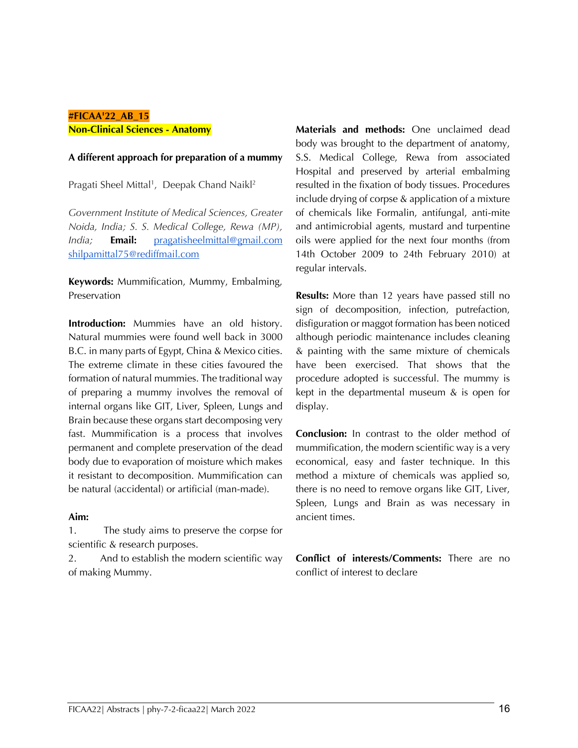**#FICAA'22_AB_15**

**Non-Clinical Sciences - Anatomy**

**A different approach for preparation of a mummy**

Pragati Sheel Mittal[1], Deepak Chand Naikl[2]

*Government Institute of Medical Sciences, Greater Noida, India; S. S. Medical College, Rewa (MP), India;* **Email:** pragatisheelmittal@gmail.com shilpamittal75@rediffmail.com

**Keywords:** Mummification, Mummy, Embalming, Preservation

**Introduction:** Mummies have an old history. Natural mummies were found well back in 3000 B.C. in many parts of Egypt, China & Mexico cities. The extreme climate in these cities favoured the formation of natural mummies. The traditional way of preparing a mummy involves the removal of internal organs like GIT, Liver, Spleen, Lungs and Brain because these organs start decomposing very fast. Mummification is a process that involves permanent and complete preservation of the dead body due to evaporation of moisture which makes it resistant to decomposition. Mummification can be natural (accidental) or artificial (man-made).

**Aim:**

1. The study aims to preserve the corpse for scientific & research purposes.
2. And to establish the modern scientific way of making Mummy.

**Materials and methods:** One unclaimed dead body was brought to the department of anatomy, S.S. Medical College, Rewa from associated Hospital and preserved by arterial embalming resulted in the fixation of body tissues. Procedures include drying of corpse & application of a mixture of chemicals like Formalin, antifungal, anti-mite and antimicrobial agents, mustard and turpentine oils were applied for the next four months (from 14th October 2009 to 24th February 2010) at regular intervals.

**Results:** More than 12 years have passed still no sign of decomposition, infection, putrefaction, disfiguration or maggot formation has been noticed although periodic maintenance includes cleaning & painting with the same mixture of chemicals have been exercised. That shows that the procedure adopted is successful. The mummy is kept in the departmental museum & is open for display.

**Conclusion:** In contrast to the older method of mummification, the modern scientific way is a very economical, easy and faster technique. In this method a mixture of chemicals was applied so, there is no need to remove organs like GIT, Liver, Spleen, Lungs and Brain as was necessary in ancient times.

**Conflict of interests/Comments:** There are no conflict of interest to declare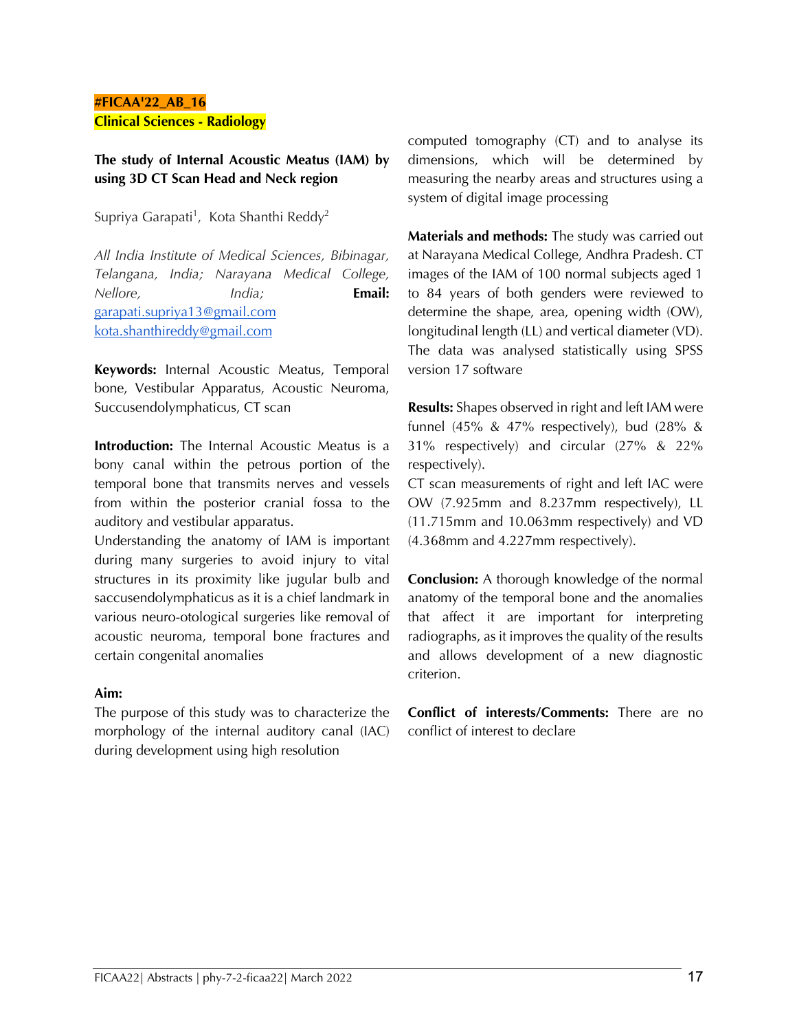**#FICAA'22_AB_16**

**Clinical Sciences - Radiology**

## The study of Internal Acoustic Meatus (IAM) by using 3D CT Scan Head and Neck region

Supriya Garapati[1], Kota Shanthi Reddy[2]

*All India Institute of Medical Sciences, Bibinagar, Telangana, India; Narayana Medical College, Nellore, India;* **Email:** garapati.supriya13@gmail.com kota.shanthireddy@gmail.com

**Keywords:** Internal Acoustic Meatus, Temporal bone, Vestibular Apparatus, Acoustic Neuroma, Succusendolymphaticus, CT scan

**Introduction:** The Internal Acoustic Meatus is a bony canal within the petrous portion of the temporal bone that transmits nerves and vessels from within the posterior cranial fossa to the auditory and vestibular apparatus.

Understanding the anatomy of IAM is important during many surgeries to avoid injury to vital structures in its proximity like jugular bulb and saccusendolymphaticus as it is a chief landmark in various neuro-otological surgeries like removal of acoustic neuroma, temporal bone fractures and certain congenital anomalies

**Aim:**

The purpose of this study was to characterize the morphology of the internal auditory canal (IAC) during development using high resolution computed tomography (CT) and to analyse its dimensions, which will be determined by measuring the nearby areas and structures using a system of digital image processing

**Materials and methods:** The study was carried out at Narayana Medical College, Andhra Pradesh. CT images of the IAM of 100 normal subjects aged 1 to 84 years of both genders were reviewed to determine the shape, area, opening width (OW), longitudinal length (LL) and vertical diameter (VD). The data was analysed statistically using SPSS version 17 software

**Results:** Shapes observed in right and left IAM were funnel (45% & 47% respectively), bud (28% & 31% respectively) and circular (27% & 22% respectively).

CT scan measurements of right and left IAC were OW (7.925mm and 8.237mm respectively), LL (11.715mm and 10.063mm respectively) and VD (4.368mm and 4.227mm respectively).

**Conclusion:** A thorough knowledge of the normal anatomy of the temporal bone and the anomalies that affect it are important for interpreting radiographs, as it improves the quality of the results and allows development of a new diagnostic criterion.

**Conflict of interests/Comments:** There are no conflict of interest to declare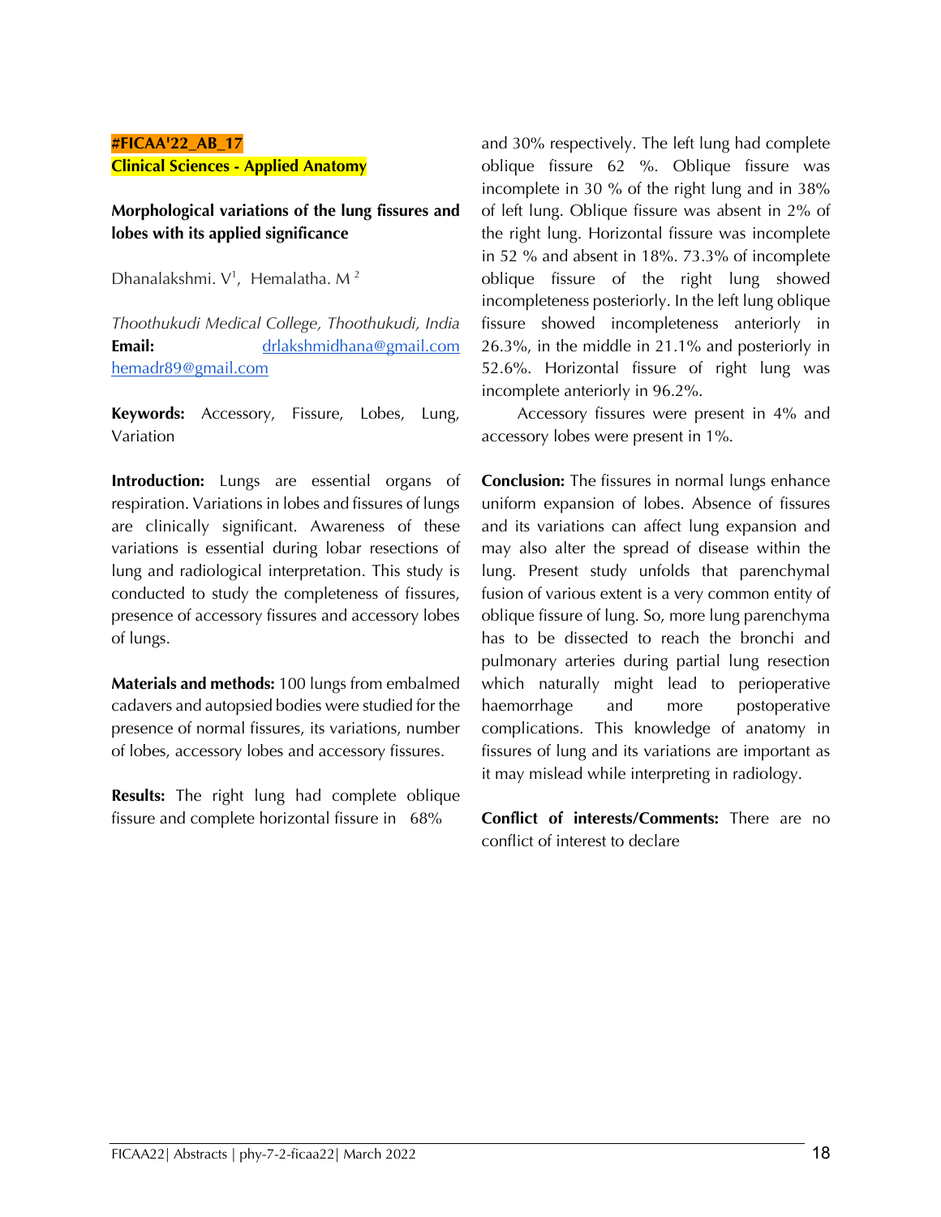**#FICAA'22_AB_17**

**Clinical Sciences - Applied Anatomy**

### Morphological variations of the lung fissures and lobes with its applied significance

Dhanalakshmi. V[1], Hemalatha. M[2]

*Thoothukudi Medical College, Thoothukudi, India*

**Email:** drlakshmidhana@gmail.com hemadr89@gmail.com

**Keywords:** Accessory, Fissure, Lobes, Lung, Variation

**Introduction:** Lungs are essential organs of respiration. Variations in lobes and fissures of lungs are clinically significant. Awareness of these variations is essential during lobar resections of lung and radiological interpretation. This study is conducted to study the completeness of fissures, presence of accessory fissures and accessory lobes of lungs.

**Materials and methods:** 100 lungs from embalmed cadavers and autopsied bodies were studied for the presence of normal fissures, its variations, number of lobes, accessory lobes and accessory fissures.

**Results:** The right lung had complete oblique fissure and complete horizontal fissure in 68% and 30% respectively. The left lung had complete oblique fissure 62 %. Oblique fissure was incomplete in 30 % of the right lung and in 38% of left lung. Oblique fissure was absent in 2% of the right lung. Horizontal fissure was incomplete in 52 % and absent in 18%. 73.3% of incomplete oblique fissure of the right lung showed incompleteness posteriorly. In the left lung oblique fissure showed incompleteness anteriorly in 26.3%, in the middle in 21.1% and posteriorly in 52.6%. Horizontal fissure of right lung was incomplete anteriorly in 96.2%.

Accessory fissures were present in 4% and accessory lobes were present in 1%.

**Conclusion:** The fissures in normal lungs enhance uniform expansion of lobes. Absence of fissures and its variations can affect lung expansion and may also alter the spread of disease within the lung. Present study unfolds that parenchymal fusion of various extent is a very common entity of oblique fissure of lung. So, more lung parenchyma has to be dissected to reach the bronchi and pulmonary arteries during partial lung resection which naturally might lead to perioperative haemorrhage and more postoperative complications. This knowledge of anatomy in fissures of lung and its variations are important as it may mislead while interpreting in radiology.

**Conflict of interests/Comments:** There are no conflict of interest to declare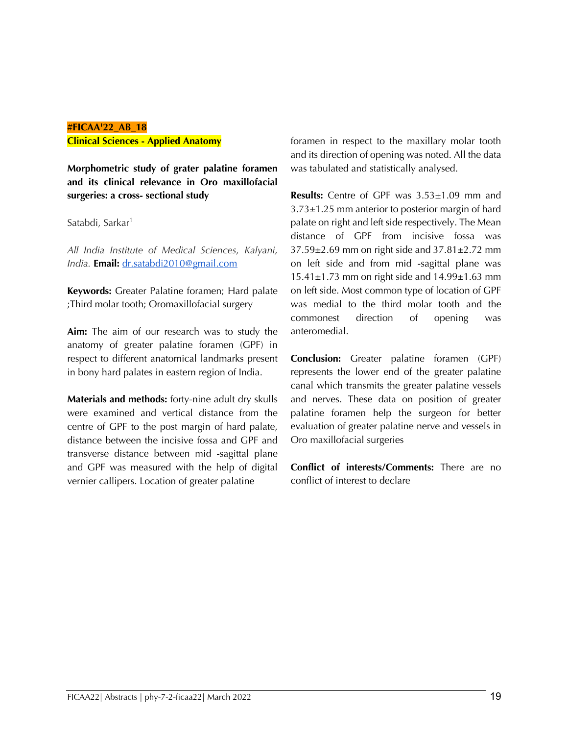**#FICAA'22_AB_18**

**Clinical Sciences - Applied Anatomy**

## Morphometric study of grater palatine foramen and its clinical relevance in Oro maxillofacial surgeries: a cross- sectional study

Satabdi, Sarkar[1]

*All India Institute of Medical Sciences, Kalyani, India.* **Email:** dr.satabdi2010@gmail.com

**Keywords:** Greater Palatine foramen; Hard palate ;Third molar tooth; Oromaxillofacial surgery

**Aim:** The aim of our research was to study the anatomy of greater palatine foramen (GPF) in respect to different anatomical landmarks present in bony hard palates in eastern region of India.

**Materials and methods:** forty-nine adult dry skulls were examined and vertical distance from the centre of GPF to the post margin of hard palate, distance between the incisive fossa and GPF and transverse distance between mid -sagittal plane and GPF was measured with the help of digital vernier callipers. Location of greater palatine foramen in respect to the maxillary molar tooth and its direction of opening was noted. All the data was tabulated and statistically analysed.

**Results:** Centre of GPF was 3.53±1.09 mm and 3.73±1.25 mm anterior to posterior margin of hard palate on right and left side respectively. The Mean distance of GPF from incisive fossa was 37.59±2.69 mm on right side and 37.81±2.72 mm on left side and from mid -sagittal plane was 15.41±1.73 mm on right side and 14.99±1.63 mm on left side. Most common type of location of GPF was medial to the third molar tooth and the commonest direction of opening was anteromedial.

**Conclusion:** Greater palatine foramen (GPF) represents the lower end of the greater palatine canal which transmits the greater palatine vessels and nerves. These data on position of greater palatine foramen help the surgeon for better evaluation of greater palatine nerve and vessels in Oro maxillofacial surgeries

**Conflict of interests/Comments:** There are no conflict of interest to declare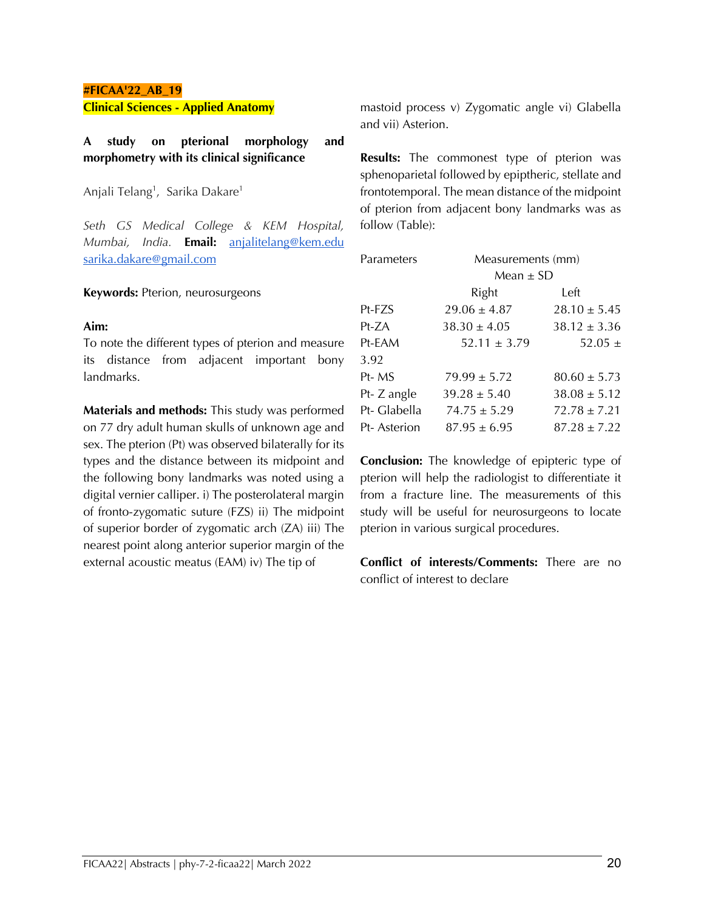**#FICAA'22_AB_19**

**Clinical Sciences - Applied Anatomy**

## A study on pterional morphology and morphometry with its clinical significance

Anjali Telang[1], Sarika Dakare[1]

*Seth GS Medical College & KEM Hospital, Mumbai, India.* **Email:** anjalitelang@kem.edu sarika.dakare@gmail.com

**Keywords:** Pterion, neurosurgeons

**Aim:**

To note the different types of pterion and measure its distance from adjacent important bony landmarks.

**Materials and methods:** This study was performed on 77 dry adult human skulls of unknown age and sex. The pterion (Pt) was observed bilaterally for its types and the distance between its midpoint and the following bony landmarks was noted using a digital vernier calliper. i) The posterolateral margin of fronto-zygomatic suture (FZS) ii) The midpoint of superior border of zygomatic arch (ZA) iii) The nearest point along anterior superior margin of the external acoustic meatus (EAM) iv) The tip of mastoid process v) Zygomatic angle vi) Glabella and vii) Asterion.

**Results:** The commonest type of pterion was sphenoparietal followed by epiptheric, stellate and frontotemporal. The mean distance of the midpoint of pterion from adjacent bony landmarks was as follow (Table):

| Parameters | Measurements (mm) Mean ± SD | |
|---|---|---|
| | Right | Left |
| Pt-FZS | 29.06 ± 4.87 | 28.10 ± 5.45 |
| Pt-ZA | 38.30 ± 4.05 | 38.12 ± 3.36 |
| Pt-EAM | 52.11 ± 3.79 | 52.05 ± 3.92 |
| Pt- MS | 79.99 ± 5.72 | 80.60 ± 5.73 |
| Pt- Z angle | 39.28 ± 5.40 | 38.08 ± 5.12 |
| Pt- Glabella | 74.75 ± 5.29 | 72.78 ± 7.21 |
| Pt- Asterion | 87.95 ± 6.95 | 87.28 ± 7.22 |

**Conclusion:** The knowledge of epipteric type of pterion will help the radiologist to differentiate it from a fracture line. The measurements of this study will be useful for neurosurgeons to locate pterion in various surgical procedures.

**Conflict of interests/Comments:** There are no conflict of interest to declare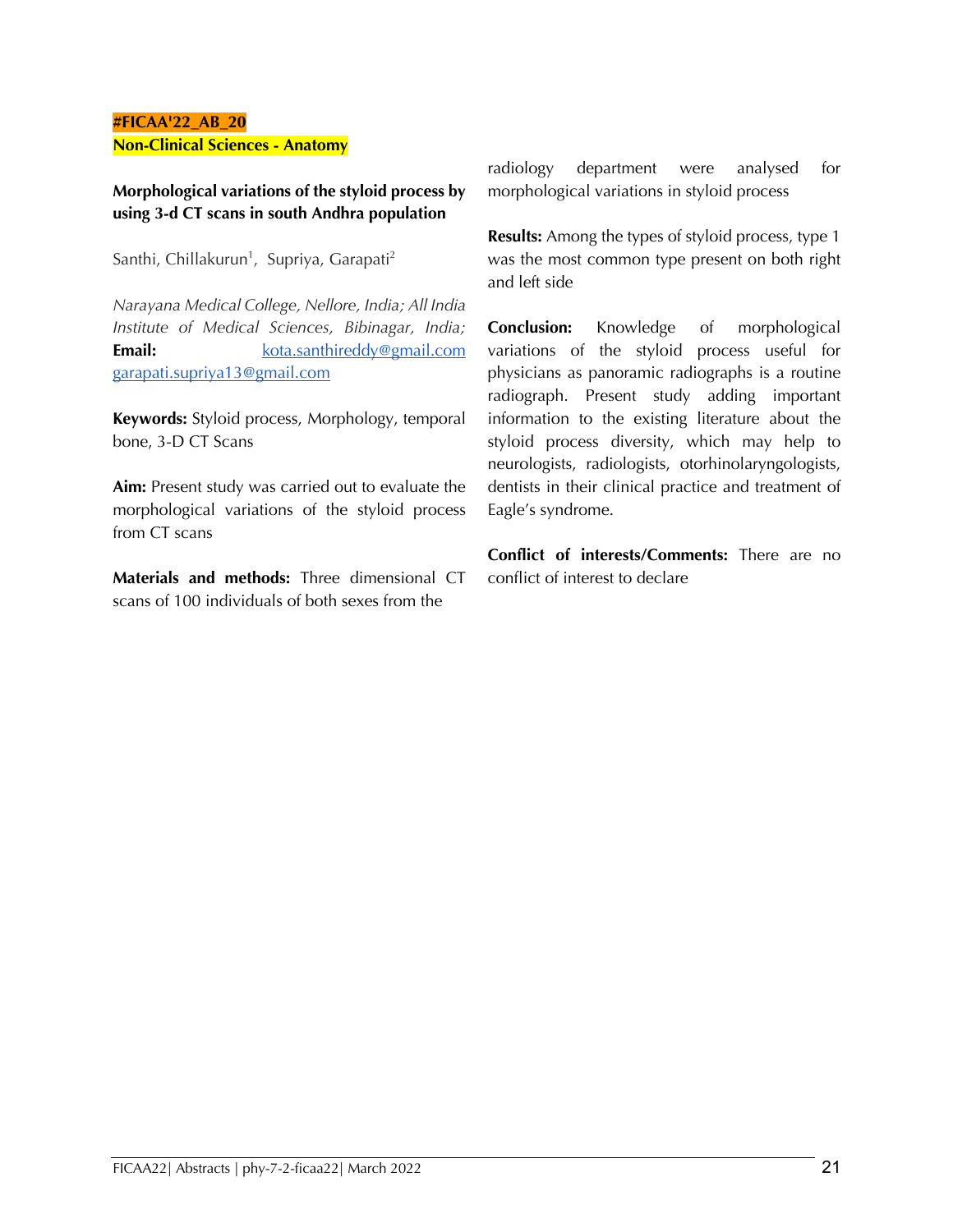**#FICAA'22_AB_20**

**Non-Clinical Sciences - Anatomy**

## Morphological variations of the styloid process by using 3-d CT scans in south Andhra population

Santhi, Chillakurun[1], Supriya, Garapati[2]

*Narayana Medical College, Nellore, India; All India Institute of Medical Sciences, Bibinagar, India;*
**Email:** kota.santhireddy@gmail.com garapati.supriya13@gmail.com

**Keywords:** Styloid process, Morphology, temporal bone, 3-D CT Scans

**Aim:** Present study was carried out to evaluate the morphological variations of the styloid process from CT scans

**Materials and methods:** Three dimensional CT scans of 100 individuals of both sexes from the radiology department were analysed for morphological variations in styloid process

**Results:** Among the types of styloid process, type 1 was the most common type present on both right and left side

**Conclusion:** Knowledge of morphological variations of the styloid process useful for physicians as panoramic radiographs is a routine radiograph. Present study adding important information to the existing literature about the styloid process diversity, which may help to neurologists, radiologists, otorhinolaryngologists, dentists in their clinical practice and treatment of Eagle's syndrome.

**Conflict of interests/Comments:** There are no conflict of interest to declare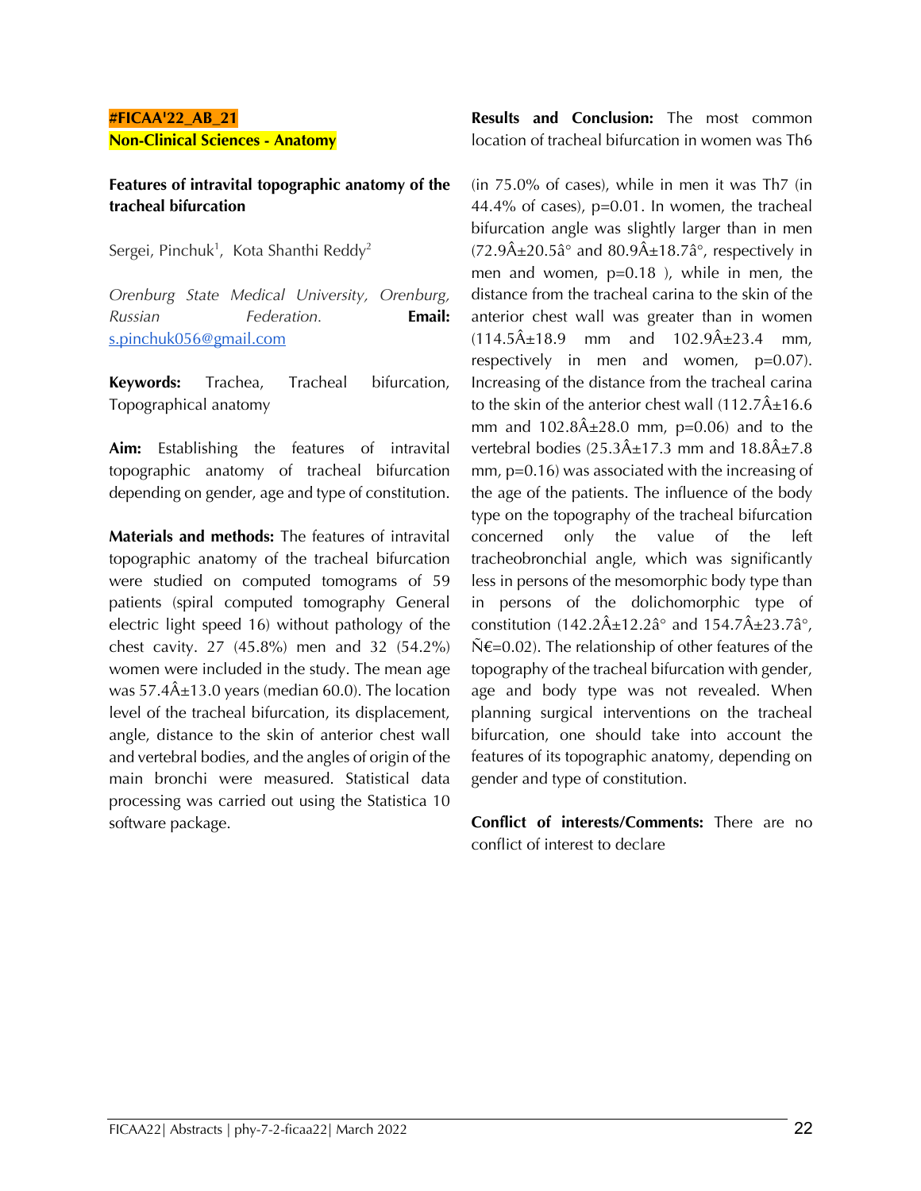#FICAA'22_AB_21

Non-Clinical Sciences - Anatomy

**Features of intravital topographic anatomy of the tracheal bifurcation**

Sergei, Pinchuk[1], Kota Shanthi Reddy[2]

*Orenburg State Medical University, Orenburg, Russian Federation.* **Email:** s.pinchuk056@gmail.com

**Keywords:** Trachea, Tracheal bifurcation, Topographical anatomy

**Aim:** Establishing the features of intravital topographic anatomy of tracheal bifurcation depending on gender, age and type of constitution.

**Materials and methods:** The features of intravital topographic anatomy of the tracheal bifurcation were studied on computed tomograms of 59 patients (spiral computed tomography General electric light speed 16) without pathology of the chest cavity. 27 (45.8%) men and 32 (54.2%) women were included in the study. The mean age was 57.4Â±13.0 years (median 60.0). The location level of the tracheal bifurcation, its displacement, angle, distance to the skin of anterior chest wall and vertebral bodies, and the angles of origin of the main bronchi were measured. Statistical data processing was carried out using the Statistica 10 software package.

**Results and Conclusion:** The most common location of tracheal bifurcation in women was Th6 (in 75.0% of cases), while in men it was Th7 (in 44.4% of cases), p=0.01. In women, the tracheal bifurcation angle was slightly larger than in men (72.9Â±20.5â° and 80.9Â±18.7â°, respectively in men and women, p=0.18 ), while in men, the distance from the tracheal carina to the skin of the anterior chest wall was greater than in women (114.5Â±18.9 mm and 102.9Â±23.4 mm, respectively in men and women, p=0.07). Increasing of the distance from the tracheal carina to the skin of the anterior chest wall (112.7Â±16.6 mm and 102.8Â±28.0 mm, p=0.06) and to the vertebral bodies (25.3Â±17.3 mm and 18.8Â±7.8 mm, p=0.16) was associated with the increasing of the age of the patients. The influence of the body type on the topography of the tracheal bifurcation concerned only the value of the left tracheobronchial angle, which was significantly less in persons of the mesomorphic body type than in persons of the dolichomorphic type of constitution (142.2Â±12.2â° and 154.7Â±23.7â°, Ñ€=0.02). The relationship of other features of the topography of the tracheal bifurcation with gender, age and body type was not revealed. When planning surgical interventions on the tracheal bifurcation, one should take into account the features of its topographic anatomy, depending on gender and type of constitution.

**Conflict of interests/Comments:** There are no conflict of interest to declare